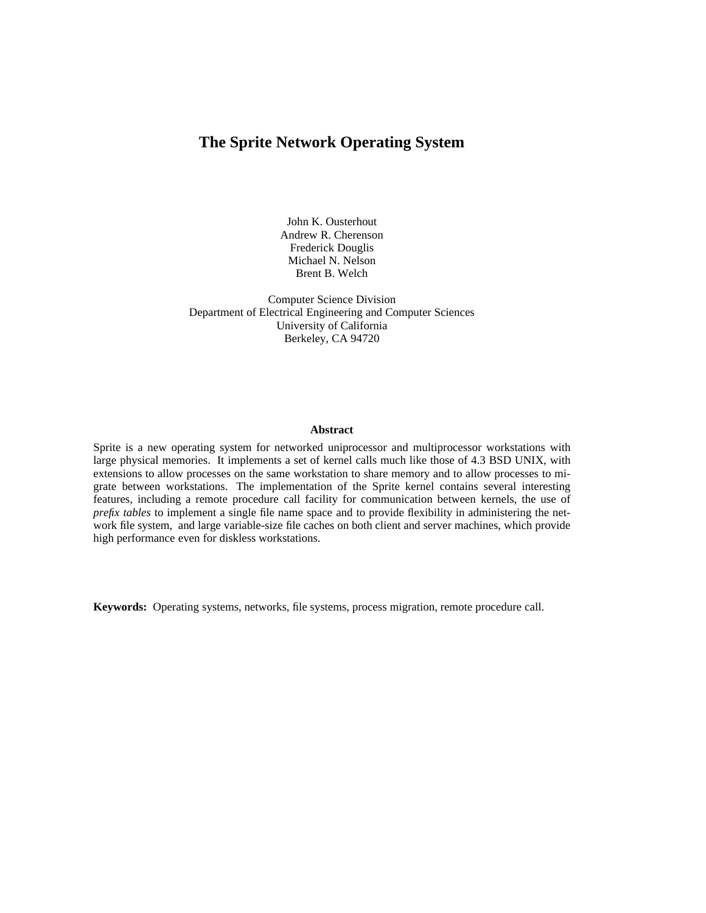# The Sprite Network Operating System

John K. Ousterhout
Andrew R. Cherenson
Frederick Douglis
Michael N. Nelson
Brent B. Welch

Computer Science Division
Department of Electrical Engineering and Computer Sciences
University of California
Berkeley, CA 94720

## Abstract

Sprite is a new operating system for networked uniprocessor and multiprocessor workstations with large physical memories. It implements a set of kernel calls much like those of 4.3 BSD UNIX, with extensions to allow processes on the same workstation to share memory and to allow processes to migrate between workstations. The implementation of the Sprite kernel contains several interesting features, including a remote procedure call facility for communication between kernels, the use of *prefix tables* to implement a single file name space and to provide flexibility in administering the network file system, and large variable-size file caches on both client and server machines, which provide high performance even for diskless workstations.

**Keywords:** Operating systems, networks, file systems, process migration, remote procedure call.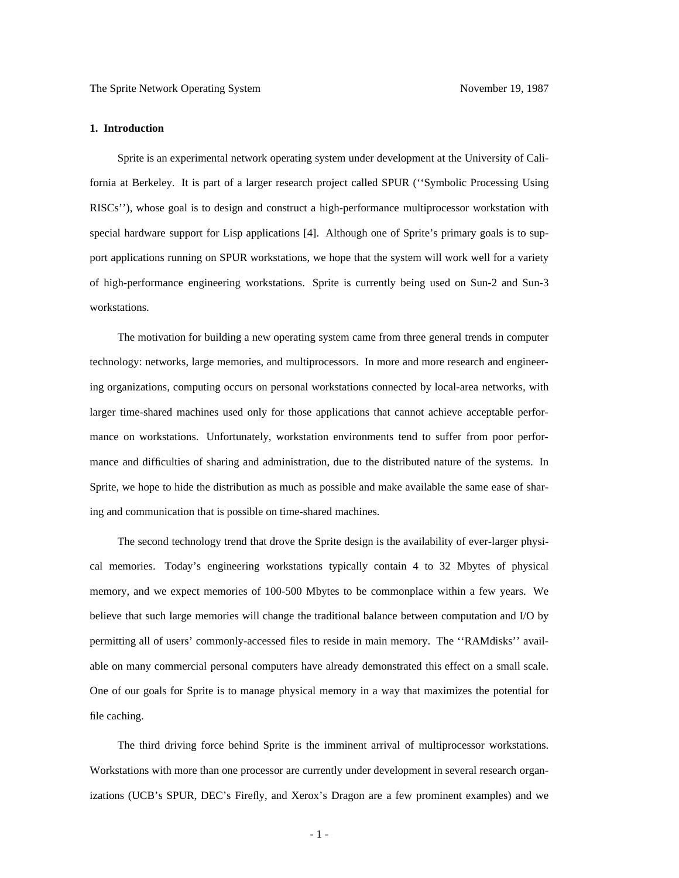## 1. Introduction

Sprite is an experimental network operating system under development at the University of California at Berkeley. It is part of a larger research project called SPUR (''Symbolic Processing Using RISCs''), whose goal is to design and construct a high-performance multiprocessor workstation with special hardware support for Lisp applications [4]. Although one of Sprite's primary goals is to support applications running on SPUR workstations, we hope that the system will work well for a variety of high-performance engineering workstations. Sprite is currently being used on Sun-2 and Sun-3 workstations.

The motivation for building a new operating system came from three general trends in computer technology: networks, large memories, and multiprocessors. In more and more research and engineering organizations, computing occurs on personal workstations connected by local-area networks, with larger time-shared machines used only for those applications that cannot achieve acceptable performance on workstations. Unfortunately, workstation environments tend to suffer from poor performance and difficulties of sharing and administration, due to the distributed nature of the systems. In Sprite, we hope to hide the distribution as much as possible and make available the same ease of sharing and communication that is possible on time-shared machines.

The second technology trend that drove the Sprite design is the availability of ever-larger physical memories. Today's engineering workstations typically contain 4 to 32 Mbytes of physical memory, and we expect memories of 100-500 Mbytes to be commonplace within a few years. We believe that such large memories will change the traditional balance between computation and I/O by permitting all of users' commonly-accessed files to reside in main memory. The ''RAMdisks'' available on many commercial personal computers have already demonstrated this effect on a small scale. One of our goals for Sprite is to manage physical memory in a way that maximizes the potential for file caching.

The third driving force behind Sprite is the imminent arrival of multiprocessor workstations. Workstations with more than one processor are currently under development in several research organizations (UCB's SPUR, DEC's Firefly, and Xerox's Dragon are a few prominent examples) and we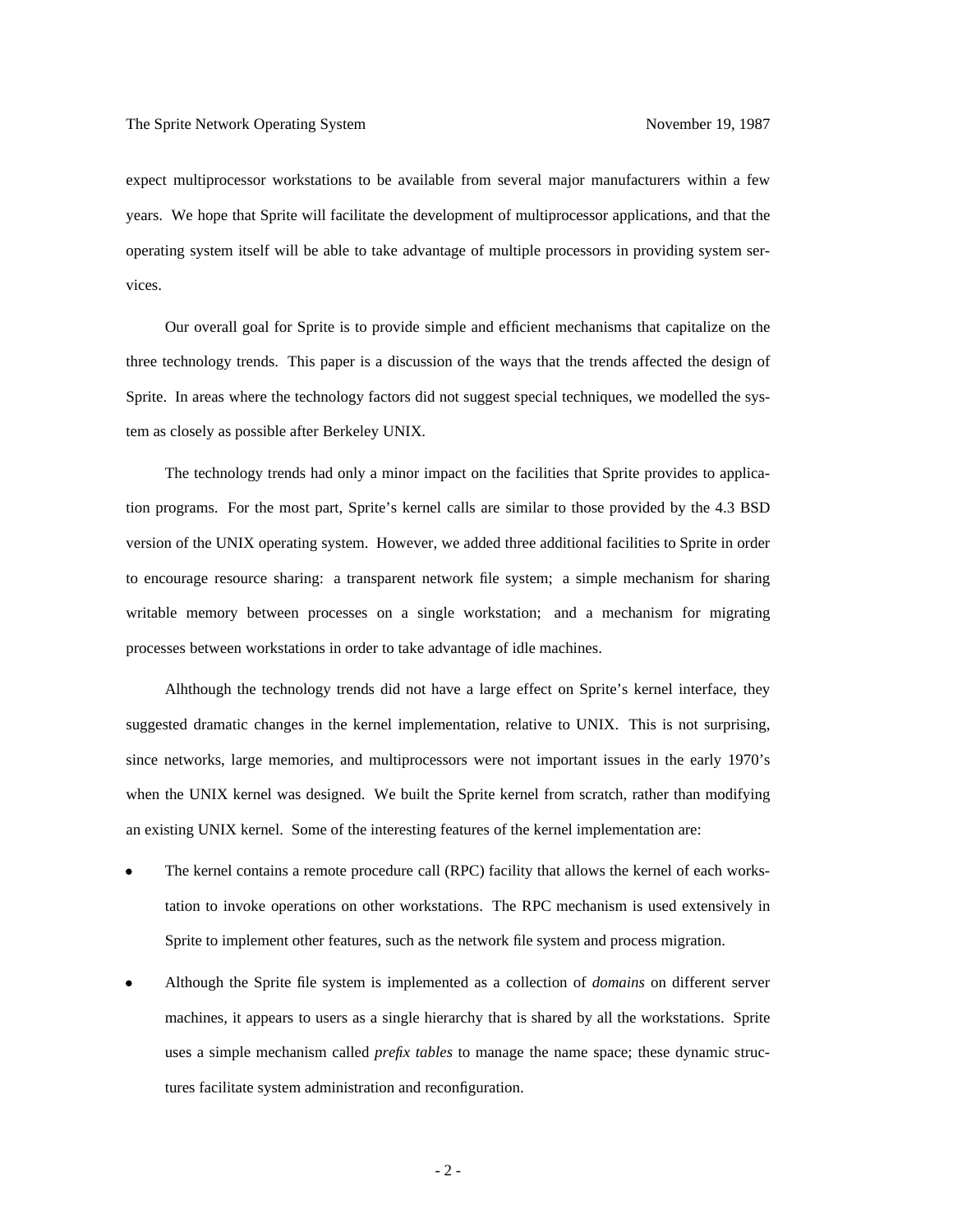expect multiprocessor workstations to be available from several major manufacturers within a few years. We hope that Sprite will facilitate the development of multiprocessor applications, and that the operating system itself will be able to take advantage of multiple processors in providing system services.

Our overall goal for Sprite is to provide simple and efficient mechanisms that capitalize on the three technology trends. This paper is a discussion of the ways that the trends affected the design of Sprite. In areas where the technology factors did not suggest special techniques, we modelled the system as closely as possible after Berkeley UNIX.

The technology trends had only a minor impact on the facilities that Sprite provides to application programs. For the most part, Sprite's kernel calls are similar to those provided by the 4.3 BSD version of the UNIX operating system. However, we added three additional facilities to Sprite in order to encourage resource sharing: a transparent network file system; a simple mechanism for sharing writable memory between processes on a single workstation; and a mechanism for migrating processes between workstations in order to take advantage of idle machines.

Alhthough the technology trends did not have a large effect on Sprite's kernel interface, they suggested dramatic changes in the kernel implementation, relative to UNIX. This is not surprising, since networks, large memories, and multiprocessors were not important issues in the early 1970's when the UNIX kernel was designed. We built the Sprite kernel from scratch, rather than modifying an existing UNIX kernel. Some of the interesting features of the kernel implementation are:

- The kernel contains a remote procedure call (RPC) facility that allows the kernel of each workstation to invoke operations on other workstations. The RPC mechanism is used extensively in Sprite to implement other features, such as the network file system and process migration.
- Although the Sprite file system is implemented as a collection of *domains* on different server machines, it appears to users as a single hierarchy that is shared by all the workstations. Sprite uses a simple mechanism called *prefix tables* to manage the name space; these dynamic structures facilitate system administration and reconfiguration.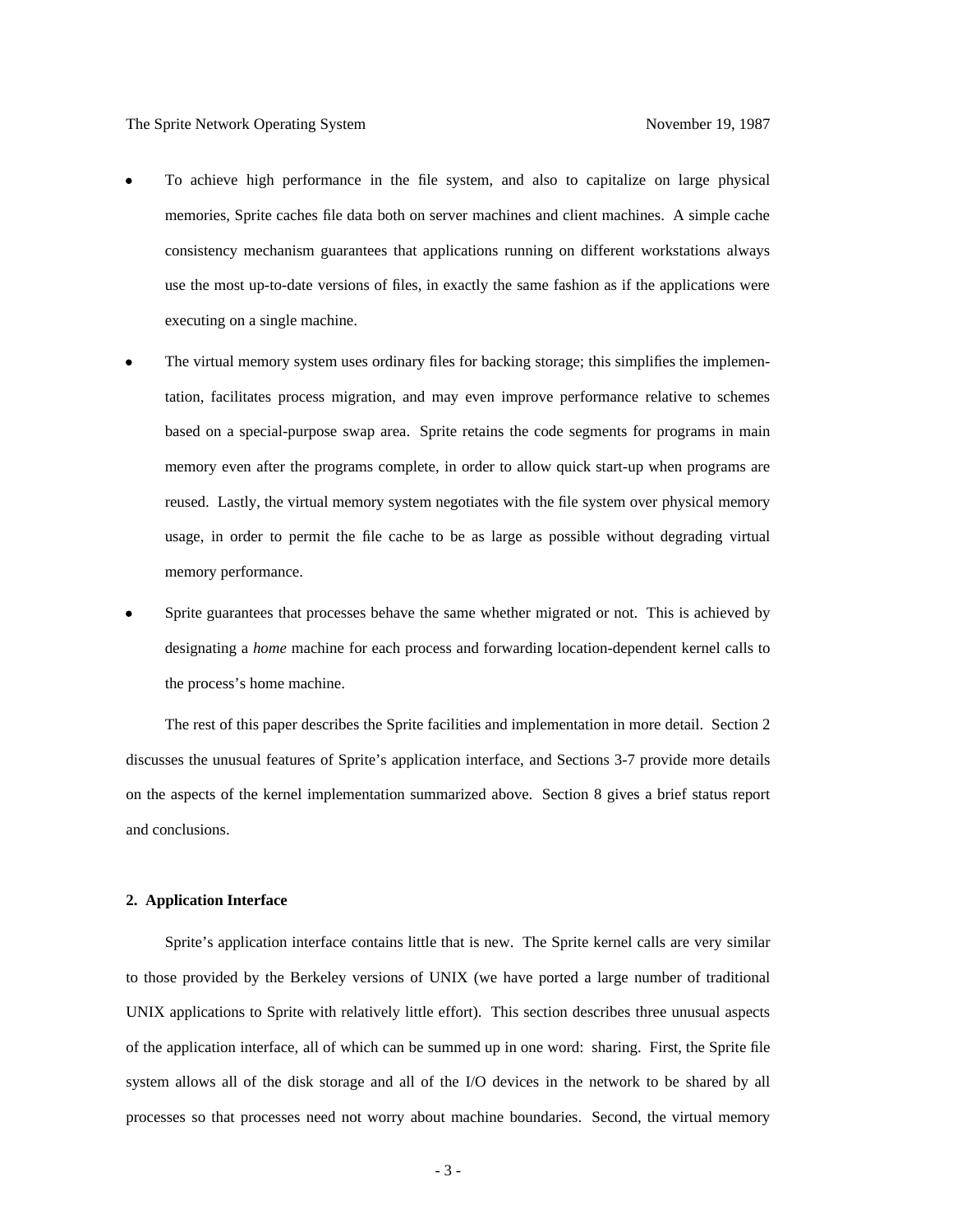- To achieve high performance in the file system, and also to capitalize on large physical memories, Sprite caches file data both on server machines and client machines. A simple cache consistency mechanism guarantees that applications running on different workstations always use the most up-to-date versions of files, in exactly the same fashion as if the applications were executing on a single machine.
- The virtual memory system uses ordinary files for backing storage; this simplifies the implementation, facilitates process migration, and may even improve performance relative to schemes based on a special-purpose swap area. Sprite retains the code segments for programs in main memory even after the programs complete, in order to allow quick start-up when programs are reused. Lastly, the virtual memory system negotiates with the file system over physical memory usage, in order to permit the file cache to be as large as possible without degrading virtual memory performance.
- Sprite guarantees that processes behave the same whether migrated or not. This is achieved by designating a *home* machine for each process and forwarding location-dependent kernel calls to the process's home machine.

The rest of this paper describes the Sprite facilities and implementation in more detail. Section 2 discusses the unusual features of Sprite's application interface, and Sections 3-7 provide more details on the aspects of the kernel implementation summarized above. Section 8 gives a brief status report and conclusions.

## 2. Application Interface

Sprite's application interface contains little that is new. The Sprite kernel calls are very similar to those provided by the Berkeley versions of UNIX (we have ported a large number of traditional UNIX applications to Sprite with relatively little effort). This section describes three unusual aspects of the application interface, all of which can be summed up in one word: sharing. First, the Sprite file system allows all of the disk storage and all of the I/O devices in the network to be shared by all processes so that processes need not worry about machine boundaries. Second, the virtual memory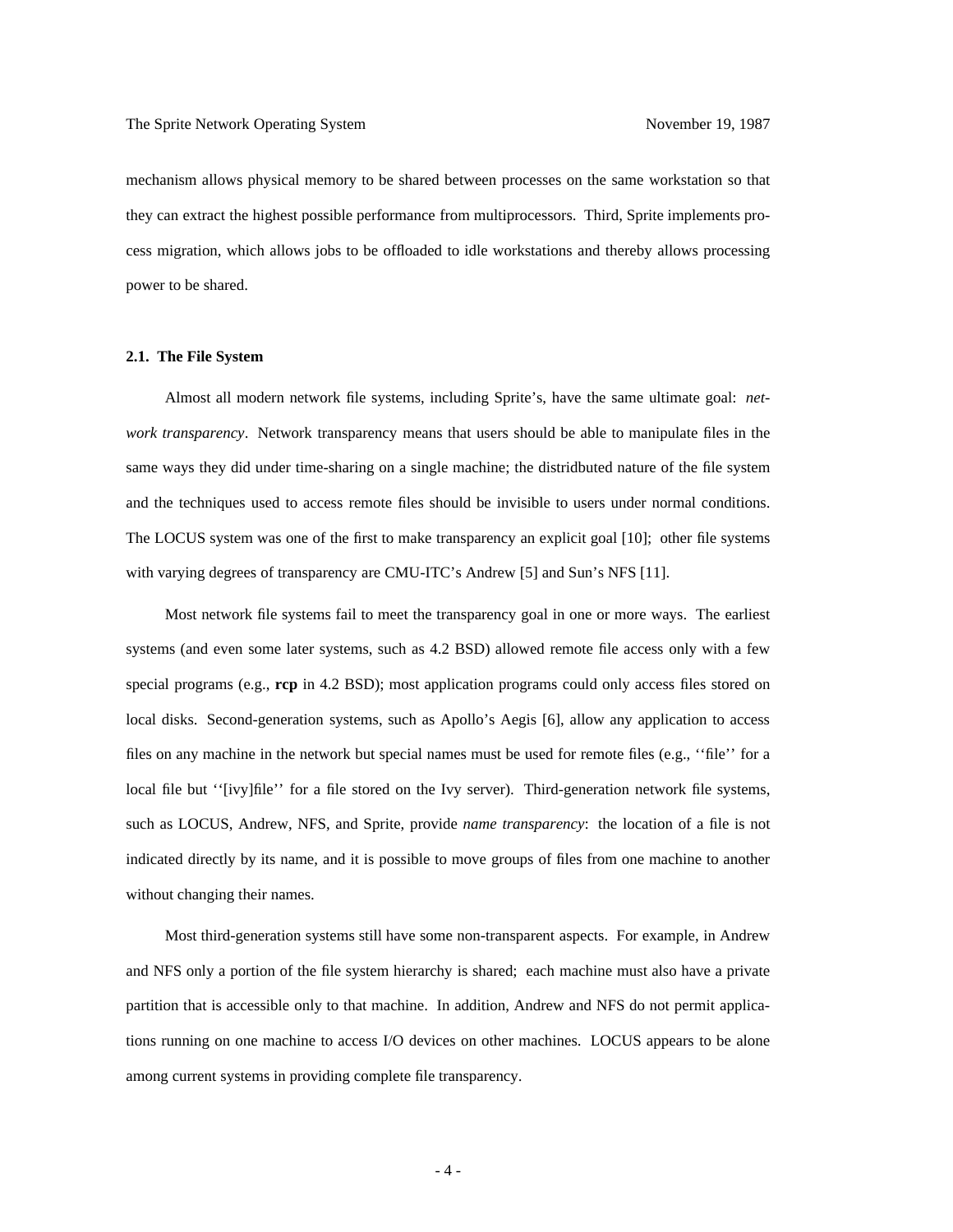mechanism allows physical memory to be shared between processes on the same workstation so that they can extract the highest possible performance from multiprocessors. Third, Sprite implements process migration, which allows jobs to be offloaded to idle workstations and thereby allows processing power to be shared.

### 2.1. The File System

Almost all modern network file systems, including Sprite's, have the same ultimate goal: *network transparency*. Network transparency means that users should be able to manipulate files in the same ways they did under time-sharing on a single machine; the distridbuted nature of the file system and the techniques used to access remote files should be invisible to users under normal conditions. The LOCUS system was one of the first to make transparency an explicit goal [10]; other file systems with varying degrees of transparency are CMU-ITC's Andrew [5] and Sun's NFS [11].

Most network file systems fail to meet the transparency goal in one or more ways. The earliest systems (and even some later systems, such as 4.2 BSD) allowed remote file access only with a few special programs (e.g., **rcp** in 4.2 BSD); most application programs could only access files stored on local disks. Second-generation systems, such as Apollo's Aegis [6], allow any application to access files on any machine in the network but special names must be used for remote files (e.g., ''file'' for a local file but ''[ivy]file'' for a file stored on the Ivy server). Third-generation network file systems, such as LOCUS, Andrew, NFS, and Sprite, provide *name transparency*: the location of a file is not indicated directly by its name, and it is possible to move groups of files from one machine to another without changing their names.

Most third-generation systems still have some non-transparent aspects. For example, in Andrew and NFS only a portion of the file system hierarchy is shared; each machine must also have a private partition that is accessible only to that machine. In addition, Andrew and NFS do not permit applications running on one machine to access I/O devices on other machines. LOCUS appears to be alone among current systems in providing complete file transparency.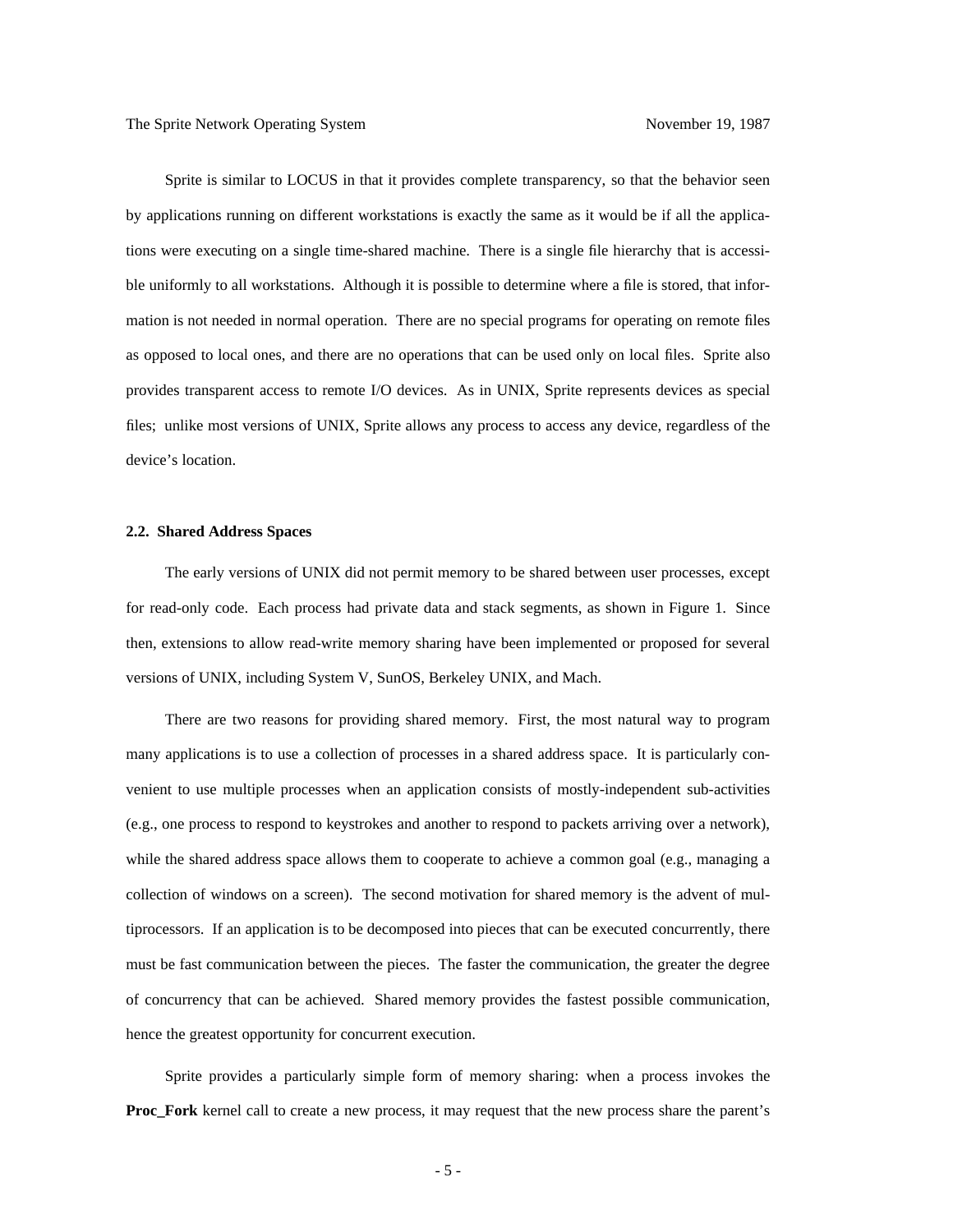Sprite is similar to LOCUS in that it provides complete transparency, so that the behavior seen by applications running on different workstations is exactly the same as it would be if all the applications were executing on a single time-shared machine. There is a single file hierarchy that is accessible uniformly to all workstations. Although it is possible to determine where a file is stored, that information is not needed in normal operation. There are no special programs for operating on remote files as opposed to local ones, and there are no operations that can be used only on local files. Sprite also provides transparent access to remote I/O devices. As in UNIX, Sprite represents devices as special files; unlike most versions of UNIX, Sprite allows any process to access any device, regardless of the device's location.

### 2.2. Shared Address Spaces

The early versions of UNIX did not permit memory to be shared between user processes, except for read-only code. Each process had private data and stack segments, as shown in Figure 1. Since then, extensions to allow read-write memory sharing have been implemented or proposed for several versions of UNIX, including System V, SunOS, Berkeley UNIX, and Mach.

There are two reasons for providing shared memory. First, the most natural way to program many applications is to use a collection of processes in a shared address space. It is particularly convenient to use multiple processes when an application consists of mostly-independent sub-activities (e.g., one process to respond to keystrokes and another to respond to packets arriving over a network), while the shared address space allows them to cooperate to achieve a common goal (e.g., managing a collection of windows on a screen). The second motivation for shared memory is the advent of multiprocessors. If an application is to be decomposed into pieces that can be executed concurrently, there must be fast communication between the pieces. The faster the communication, the greater the degree of concurrency that can be achieved. Shared memory provides the fastest possible communication, hence the greatest opportunity for concurrent execution.

Sprite provides a particularly simple form of memory sharing: when a process invokes the **Proc_Fork** kernel call to create a new process, it may request that the new process share the parent's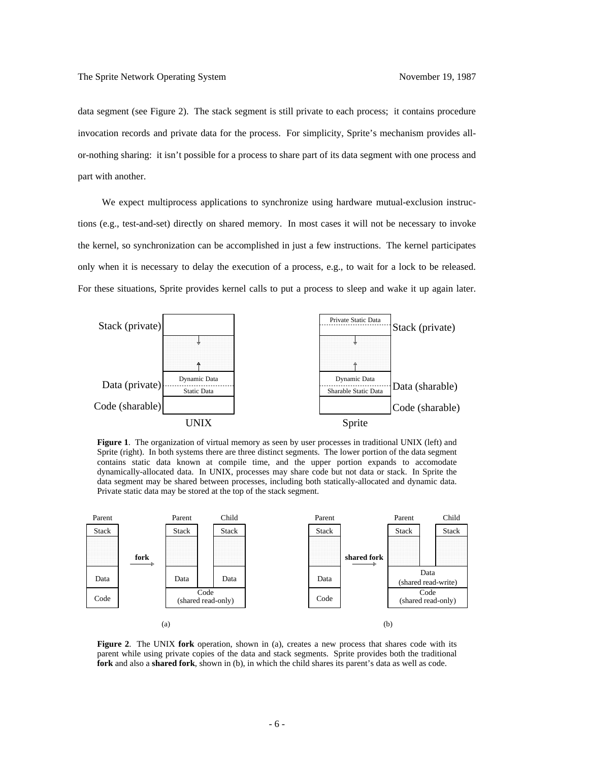data segment (see Figure 2). The stack segment is still private to each process; it contains procedure invocation records and private data for the process. For simplicity, Sprite's mechanism provides all-or-nothing sharing: it isn't possible for a process to share part of its data segment with one process and part with another.

We expect multiprocess applications to synchronize using hardware mutual-exclusion instructions (e.g., test-and-set) directly on shared memory. In most cases it will not be necessary to invoke the kernel, so synchronization can be accomplished in just a few instructions. The kernel participates only when it is necessary to delay the execution of a process, e.g., to wait for a lock to be released. For these situations, Sprite provides kernel calls to put a process to sleep and wake it up again later.

**Figure 1**. The organization of virtual memory as seen by user processes in traditional UNIX (left) and Sprite (right). In both systems there are three distinct segments. The lower portion of the data segment contains static data known at compile time, and the upper portion expands to accomodate dynamically-allocated data. In UNIX, processes may share code but not data or stack. In Sprite the data segment may be shared between processes, including both statically-allocated and dynamic data. Private static data may be stored at the top of the stack segment.

**Figure 2**. The UNIX **fork** operation, shown in (a), creates a new process that shares code with its parent while using private copies of the data and stack segments. Sprite provides both the traditional **fork** and also a **shared fork**, shown in (b), in which the child shares its parent's data as well as code.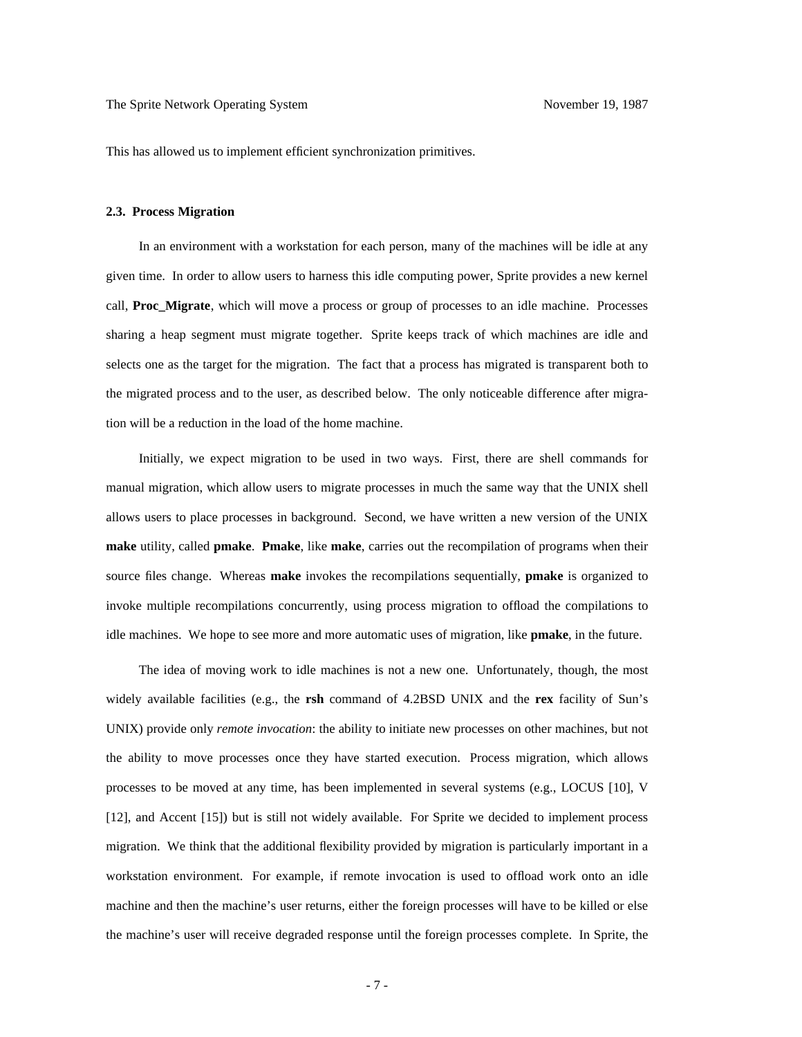This has allowed us to implement efficient synchronization primitives.

### 2.3. Process Migration

In an environment with a workstation for each person, many of the machines will be idle at any given time. In order to allow users to harness this idle computing power, Sprite provides a new kernel call, **Proc_Migrate**, which will move a process or group of processes to an idle machine. Processes sharing a heap segment must migrate together. Sprite keeps track of which machines are idle and selects one as the target for the migration. The fact that a process has migrated is transparent both to the migrated process and to the user, as described below. The only noticeable difference after migration will be a reduction in the load of the home machine.

Initially, we expect migration to be used in two ways. First, there are shell commands for manual migration, which allow users to migrate processes in much the same way that the UNIX shell allows users to place processes in background. Second, we have written a new version of the UNIX **make** utility, called **pmake**. **Pmake**, like **make**, carries out the recompilation of programs when their source files change. Whereas **make** invokes the recompilations sequentially, **pmake** is organized to invoke multiple recompilations concurrently, using process migration to offload the compilations to idle machines. We hope to see more and more automatic uses of migration, like **pmake**, in the future.

The idea of moving work to idle machines is not a new one. Unfortunately, though, the most widely available facilities (e.g., the **rsh** command of 4.2BSD UNIX and the **rex** facility of Sun's UNIX) provide only *remote invocation*: the ability to initiate new processes on other machines, but not the ability to move processes once they have started execution. Process migration, which allows processes to be moved at any time, has been implemented in several systems (e.g., LOCUS [10], V [12], and Accent [15]) but is still not widely available. For Sprite we decided to implement process migration. We think that the additional flexibility provided by migration is particularly important in a workstation environment. For example, if remote invocation is used to offload work onto an idle machine and then the machine's user returns, either the foreign processes will have to be killed or else the machine's user will receive degraded response until the foreign processes complete. In Sprite, the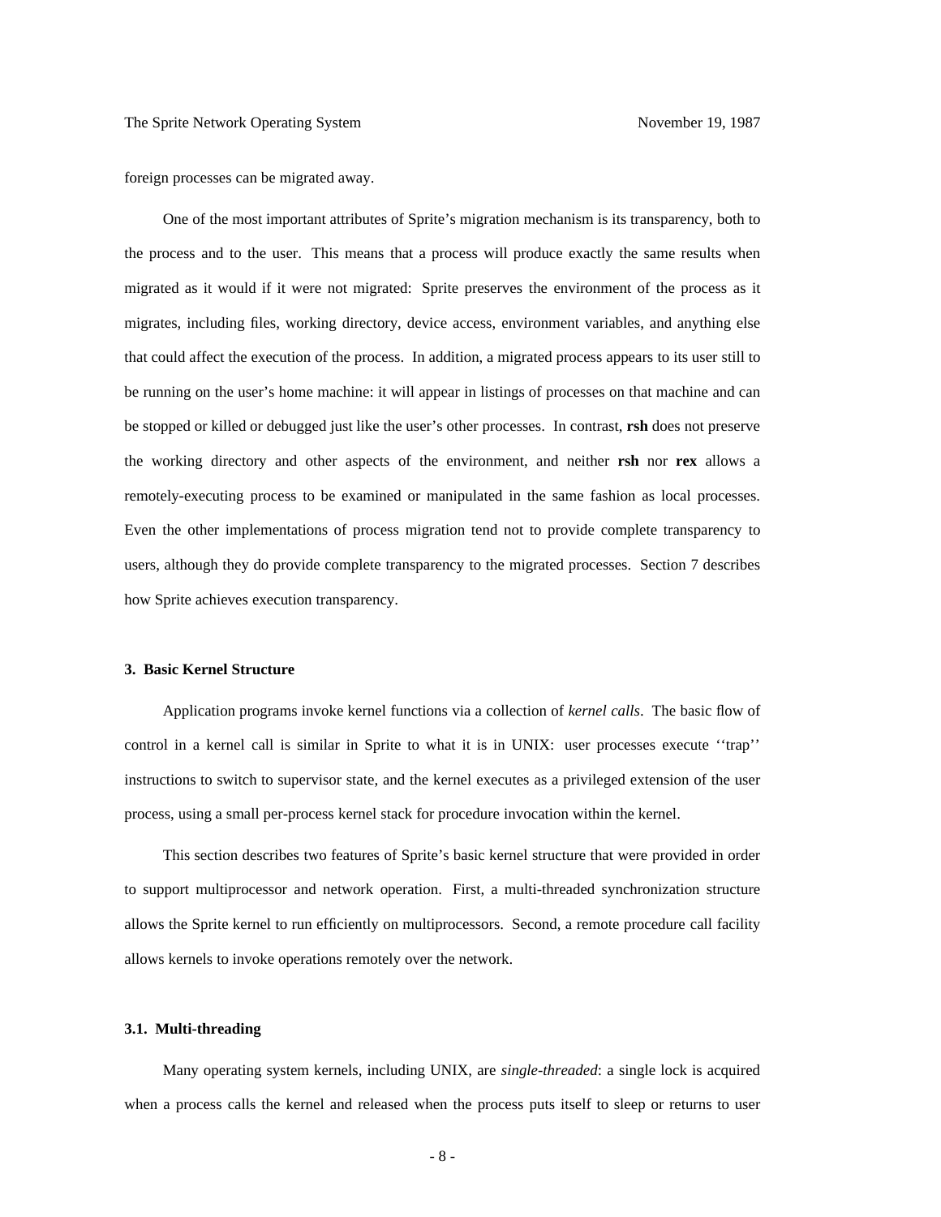foreign processes can be migrated away.

One of the most important attributes of Sprite's migration mechanism is its transparency, both to the process and to the user. This means that a process will produce exactly the same results when migrated as it would if it were not migrated: Sprite preserves the environment of the process as it migrates, including files, working directory, device access, environment variables, and anything else that could affect the execution of the process. In addition, a migrated process appears to its user still to be running on the user's home machine: it will appear in listings of processes on that machine and can be stopped or killed or debugged just like the user's other processes. In contrast, **rsh** does not preserve the working directory and other aspects of the environment, and neither **rsh** nor **rex** allows a remotely-executing process to be examined or manipulated in the same fashion as local processes. Even the other implementations of process migration tend not to provide complete transparency to users, although they do provide complete transparency to the migrated processes. Section 7 describes how Sprite achieves execution transparency.

## 3. Basic Kernel Structure

Application programs invoke kernel functions via a collection of *kernel calls*. The basic flow of control in a kernel call is similar in Sprite to what it is in UNIX: user processes execute ''trap'' instructions to switch to supervisor state, and the kernel executes as a privileged extension of the user process, using a small per-process kernel stack for procedure invocation within the kernel.

This section describes two features of Sprite's basic kernel structure that were provided in order to support multiprocessor and network operation. First, a multi-threaded synchronization structure allows the Sprite kernel to run efficiently on multiprocessors. Second, a remote procedure call facility allows kernels to invoke operations remotely over the network.

### 3.1. Multi-threading

Many operating system kernels, including UNIX, are *single-threaded*: a single lock is acquired when a process calls the kernel and released when the process puts itself to sleep or returns to user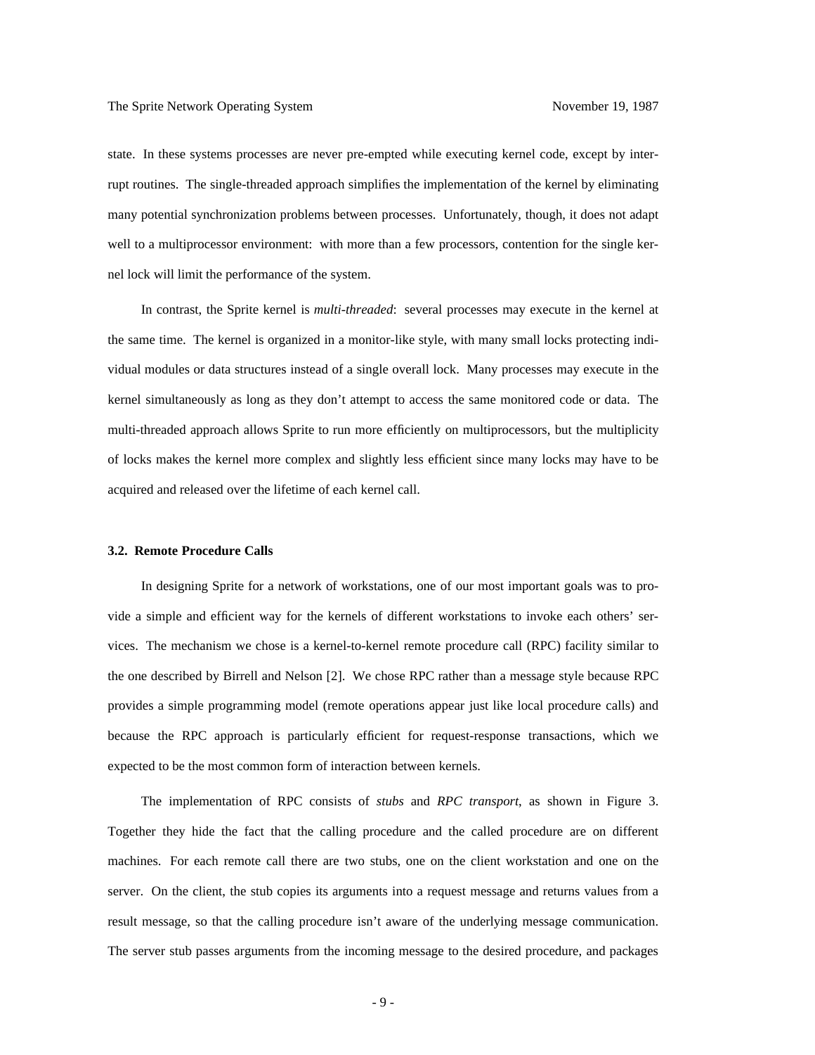state. In these systems processes are never pre-empted while executing kernel code, except by interrupt routines. The single-threaded approach simplifies the implementation of the kernel by eliminating many potential synchronization problems between processes. Unfortunately, though, it does not adapt well to a multiprocessor environment: with more than a few processors, contention for the single kernel lock will limit the performance of the system.

In contrast, the Sprite kernel is *multi-threaded*: several processes may execute in the kernel at the same time. The kernel is organized in a monitor-like style, with many small locks protecting individual modules or data structures instead of a single overall lock. Many processes may execute in the kernel simultaneously as long as they don't attempt to access the same monitored code or data. The multi-threaded approach allows Sprite to run more efficiently on multiprocessors, but the multiplicity of locks makes the kernel more complex and slightly less efficient since many locks may have to be acquired and released over the lifetime of each kernel call.

### 3.2. Remote Procedure Calls

In designing Sprite for a network of workstations, one of our most important goals was to provide a simple and efficient way for the kernels of different workstations to invoke each others' services. The mechanism we chose is a kernel-to-kernel remote procedure call (RPC) facility similar to the one described by Birrell and Nelson [2]. We chose RPC rather than a message style because RPC provides a simple programming model (remote operations appear just like local procedure calls) and because the RPC approach is particularly efficient for request-response transactions, which we expected to be the most common form of interaction between kernels.

The implementation of RPC consists of *stubs* and *RPC transport*, as shown in Figure 3. Together they hide the fact that the calling procedure and the called procedure are on different machines. For each remote call there are two stubs, one on the client workstation and one on the server. On the client, the stub copies its arguments into a request message and returns values from a result message, so that the calling procedure isn't aware of the underlying message communication. The server stub passes arguments from the incoming message to the desired procedure, and packages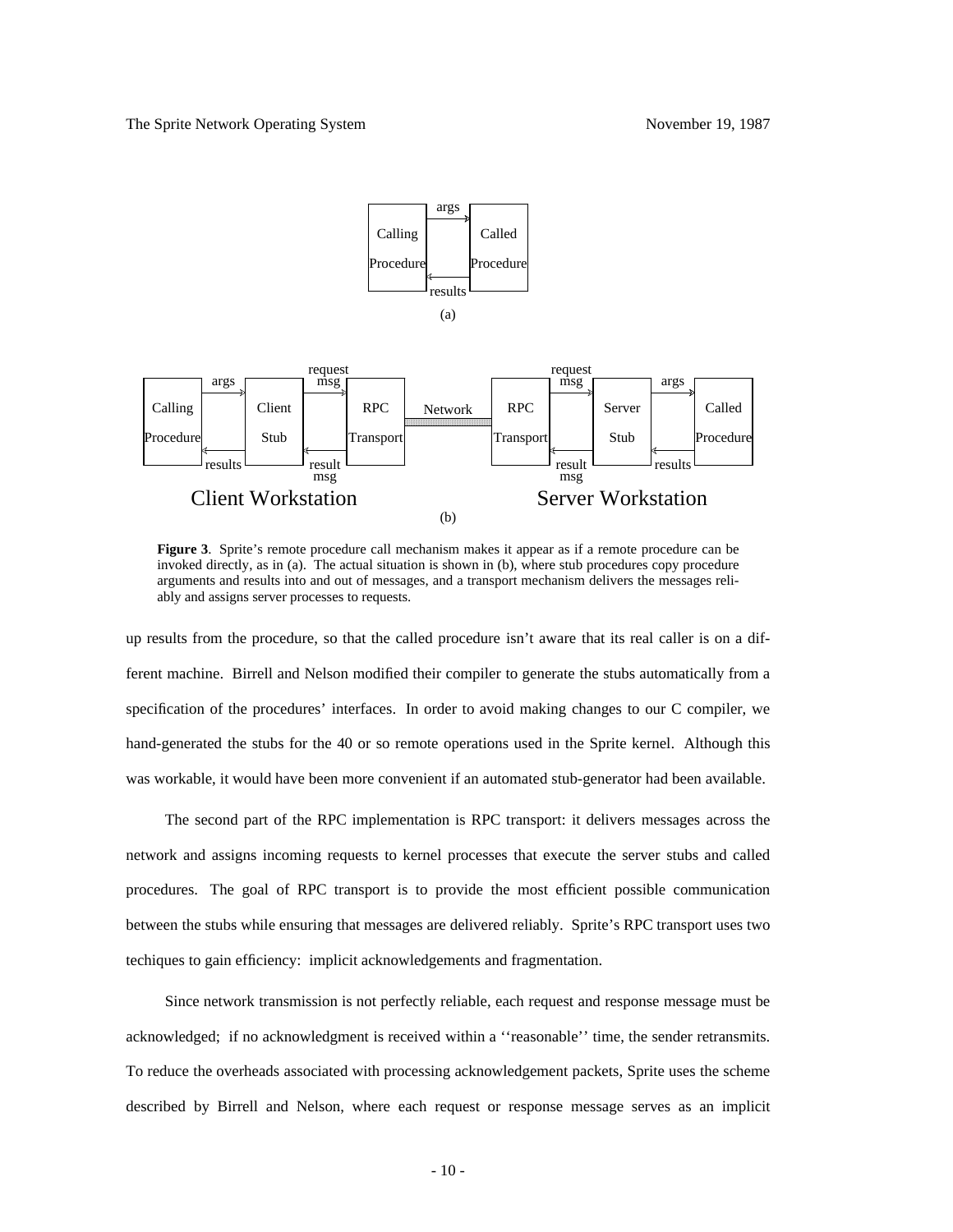**Figure 3**. Sprite's remote procedure call mechanism makes it appear as if a remote procedure can be invoked directly, as in (a). The actual situation is shown in (b), where stub procedures copy procedure arguments and results into and out of messages, and a transport mechanism delivers the messages reliably and assigns server processes to requests.

up results from the procedure, so that the called procedure isn't aware that its real caller is on a different machine. Birrell and Nelson modified their compiler to generate the stubs automatically from a specification of the procedures' interfaces. In order to avoid making changes to our C compiler, we hand-generated the stubs for the 40 or so remote operations used in the Sprite kernel. Although this was workable, it would have been more convenient if an automated stub-generator had been available.

The second part of the RPC implementation is RPC transport: it delivers messages across the network and assigns incoming requests to kernel processes that execute the server stubs and called procedures. The goal of RPC transport is to provide the most efficient possible communication between the stubs while ensuring that messages are delivered reliably. Sprite's RPC transport uses two techiques to gain efficiency: implicit acknowledgements and fragmentation.

Since network transmission is not perfectly reliable, each request and response message must be acknowledged; if no acknowledgment is received within a ''reasonable'' time, the sender retransmits. To reduce the overheads associated with processing acknowledgement packets, Sprite uses the scheme described by Birrell and Nelson, where each request or response message serves as an implicit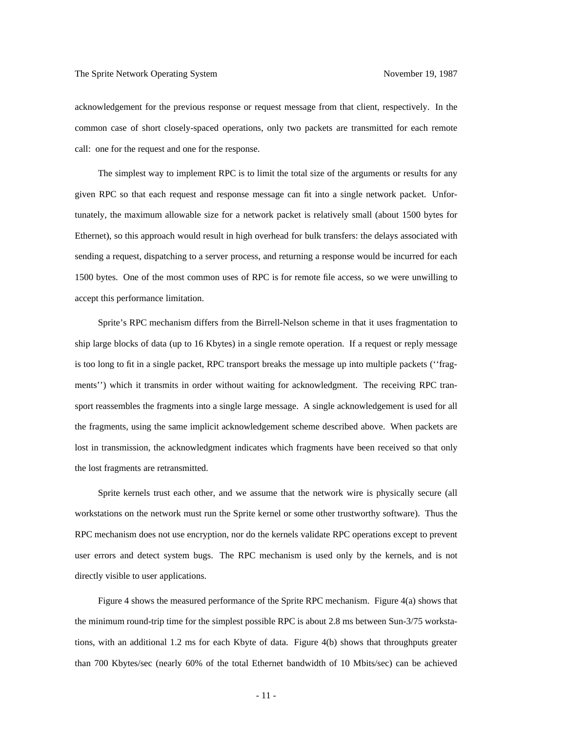acknowledgement for the previous response or request message from that client, respectively. In the common case of short closely-spaced operations, only two packets are transmitted for each remote call: one for the request and one for the response.

The simplest way to implement RPC is to limit the total size of the arguments or results for any given RPC so that each request and response message can fit into a single network packet. Unfortunately, the maximum allowable size for a network packet is relatively small (about 1500 bytes for Ethernet), so this approach would result in high overhead for bulk transfers: the delays associated with sending a request, dispatching to a server process, and returning a response would be incurred for each 1500 bytes. One of the most common uses of RPC is for remote file access, so we were unwilling to accept this performance limitation.

Sprite's RPC mechanism differs from the Birrell-Nelson scheme in that it uses fragmentation to ship large blocks of data (up to 16 Kbytes) in a single remote operation. If a request or reply message is too long to fit in a single packet, RPC transport breaks the message up into multiple packets (''fragments'') which it transmits in order without waiting for acknowledgment. The receiving RPC transport reassembles the fragments into a single large message. A single acknowledgement is used for all the fragments, using the same implicit acknowledgement scheme described above. When packets are lost in transmission, the acknowledgment indicates which fragments have been received so that only the lost fragments are retransmitted.

Sprite kernels trust each other, and we assume that the network wire is physically secure (all workstations on the network must run the Sprite kernel or some other trustworthy software). Thus the RPC mechanism does not use encryption, nor do the kernels validate RPC operations except to prevent user errors and detect system bugs. The RPC mechanism is used only by the kernels, and is not directly visible to user applications.

Figure 4 shows the measured performance of the Sprite RPC mechanism. Figure 4(a) shows that the minimum round-trip time for the simplest possible RPC is about 2.8 ms between Sun-3/75 workstations, with an additional 1.2 ms for each Kbyte of data. Figure 4(b) shows that throughputs greater than 700 Kbytes/sec (nearly 60% of the total Ethernet bandwidth of 10 Mbits/sec) can be achieved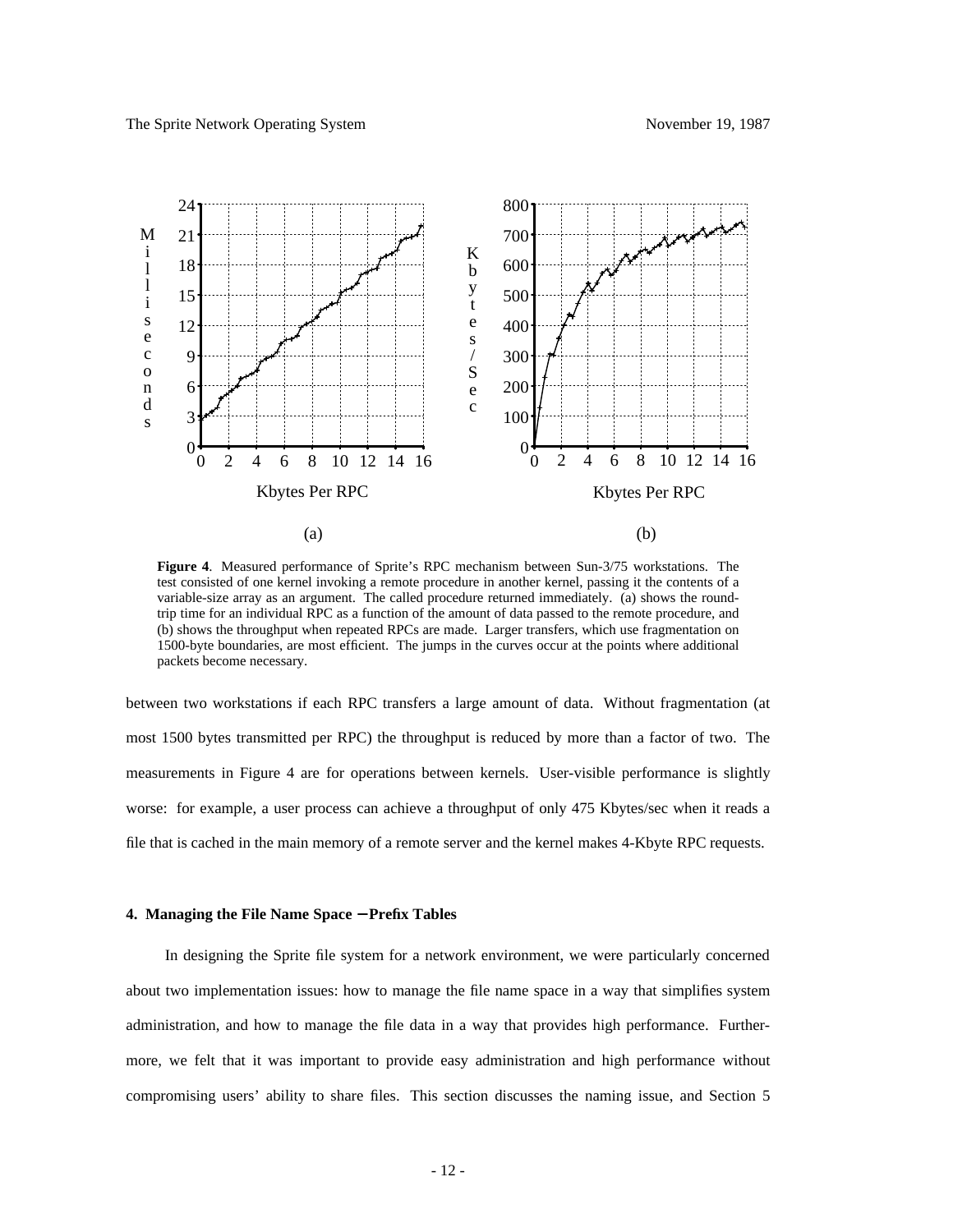**Figure 4**. Measured performance of Sprite's RPC mechanism between Sun-3/75 workstations. The test consisted of one kernel invoking a remote procedure in another kernel, passing it the contents of a variable-size array as an argument. The called procedure returned immediately. (a) shows the round-trip time for an individual RPC as a function of the amount of data passed to the remote procedure, and (b) shows the throughput when repeated RPCs are made. Larger transfers, which use fragmentation on 1500-byte boundaries, are most efficient. The jumps in the curves occur at the points where additional packets become necessary.

between two workstations if each RPC transfers a large amount of data. Without fragmentation (at most 1500 bytes transmitted per RPC) the throughput is reduced by more than a factor of two. The measurements in Figure 4 are for operations between kernels. User-visible performance is slightly worse: for example, a user process can achieve a throughput of only 475 Kbytes/sec when it reads a file that is cached in the main memory of a remote server and the kernel makes 4-Kbyte RPC requests.

### 4. Managing the File Name Space − Prefix Tables

In designing the Sprite file system for a network environment, we were particularly concerned about two implementation issues: how to manage the file name space in a way that simplifies system administration, and how to manage the file data in a way that provides high performance. Furthermore, we felt that it was important to provide easy administration and high performance without compromising users' ability to share files. This section discusses the naming issue, and Section 5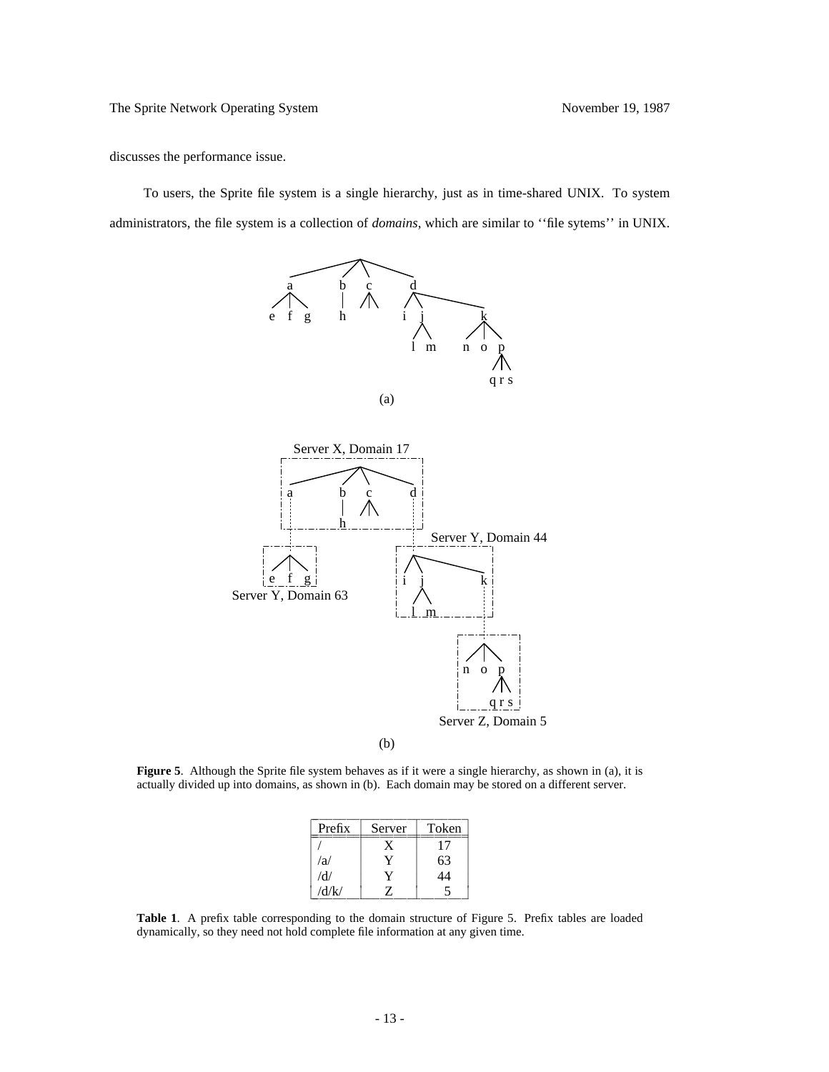discusses the performance issue.

To users, the Sprite file system is a single hierarchy, just as in time-shared UNIX. To system administrators, the file system is a collection of *domains*, which are similar to ''file sytems'' in UNIX.

**Figure 5**. Although the Sprite file system behaves as if it were a single hierarchy, as shown in (a), it is actually divided up into domains, as shown in (b). Each domain may be stored on a different server.

| Prefix | Server | Token |
|---|---|---|
| / | X | 17 |
| /a/ | Y | 63 |
| /d/ | Y | 44 |
| /d/k/ | Z | 5 |

**Table 1**. A prefix table corresponding to the domain structure of Figure 5. Prefix tables are loaded dynamically, so they need not hold complete file information at any given time.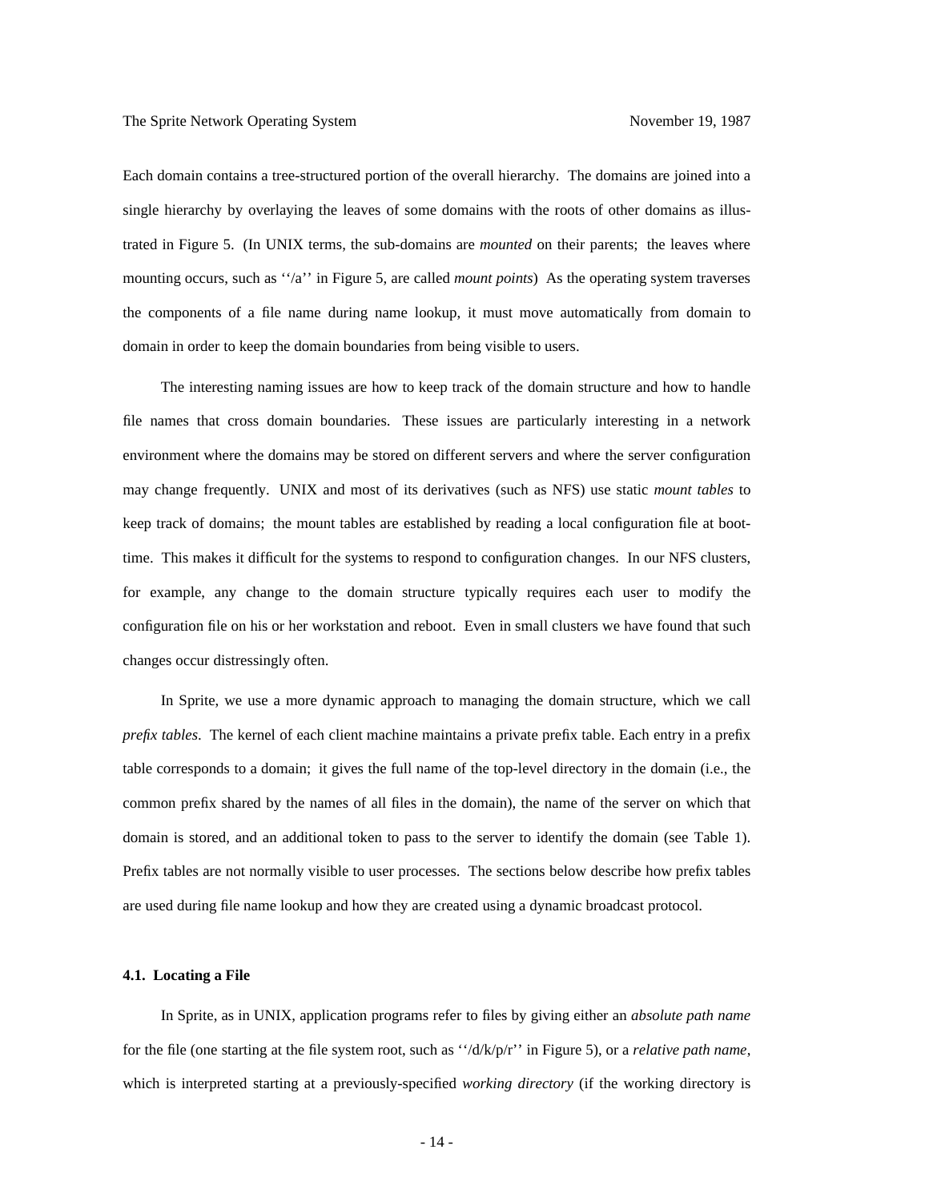Each domain contains a tree-structured portion of the overall hierarchy. The domains are joined into a single hierarchy by overlaying the leaves of some domains with the roots of other domains as illustrated in Figure 5. (In UNIX terms, the sub-domains are *mounted* on their parents; the leaves where mounting occurs, such as ''/a'' in Figure 5, are called *mount points*) As the operating system traverses the components of a file name during name lookup, it must move automatically from domain to domain in order to keep the domain boundaries from being visible to users.

The interesting naming issues are how to keep track of the domain structure and how to handle file names that cross domain boundaries. These issues are particularly interesting in a network environment where the domains may be stored on different servers and where the server configuration may change frequently. UNIX and most of its derivatives (such as NFS) use static *mount tables* to keep track of domains; the mount tables are established by reading a local configuration file at boot-time. This makes it difficult for the systems to respond to configuration changes. In our NFS clusters, for example, any change to the domain structure typically requires each user to modify the configuration file on his or her workstation and reboot. Even in small clusters we have found that such changes occur distressingly often.

In Sprite, we use a more dynamic approach to managing the domain structure, which we call *prefix tables*. The kernel of each client machine maintains a private prefix table. Each entry in a prefix table corresponds to a domain; it gives the full name of the top-level directory in the domain (i.e., the common prefix shared by the names of all files in the domain), the name of the server on which that domain is stored, and an additional token to pass to the server to identify the domain (see Table 1). Prefix tables are not normally visible to user processes. The sections below describe how prefix tables are used during file name lookup and how they are created using a dynamic broadcast protocol.

### 4.1. Locating a File

In Sprite, as in UNIX, application programs refer to files by giving either an *absolute path name* for the file (one starting at the file system root, such as ''/d/k/p/r'' in Figure 5), or a *relative path name*, which is interpreted starting at a previously-specified *working directory* (if the working directory is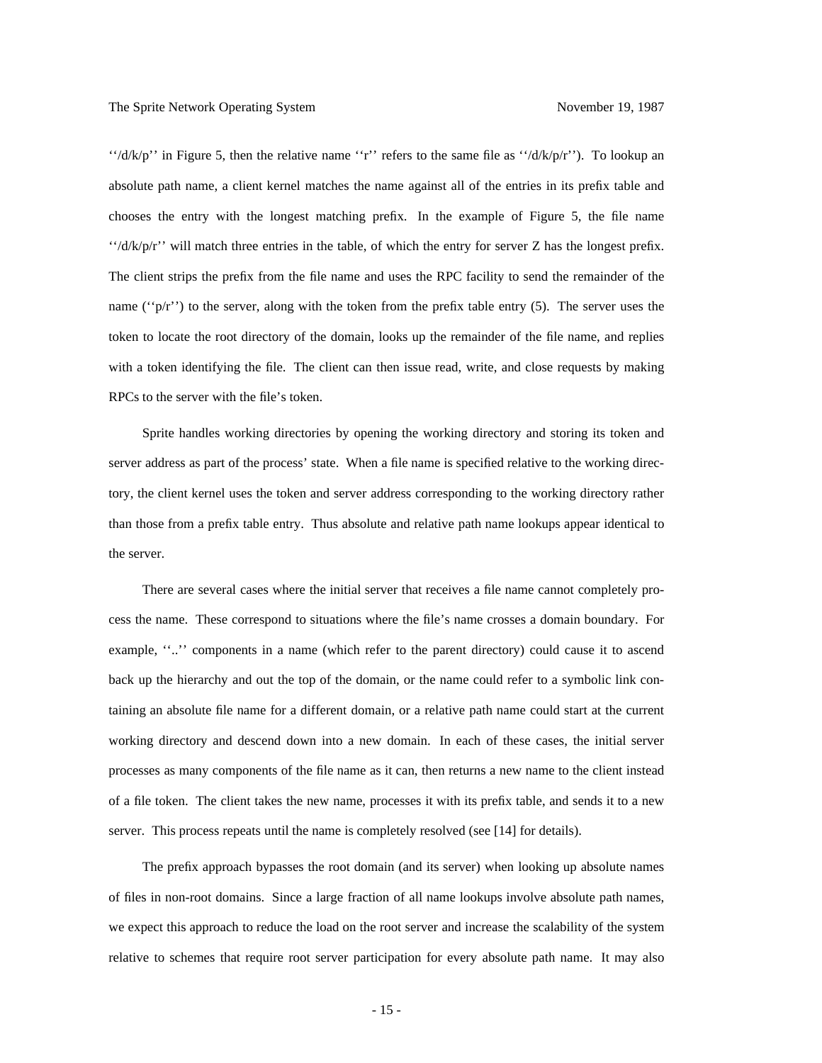''/d/k/p'' in Figure 5, then the relative name ''r'' refers to the same file as ''/d/k/p/r''). To lookup an absolute path name, a client kernel matches the name against all of the entries in its prefix table and chooses the entry with the longest matching prefix. In the example of Figure 5, the file name ''/d/k/p/r'' will match three entries in the table, of which the entry for server Z has the longest prefix. The client strips the prefix from the file name and uses the RPC facility to send the remainder of the name (''p/r'') to the server, along with the token from the prefix table entry (5). The server uses the token to locate the root directory of the domain, looks up the remainder of the file name, and replies with a token identifying the file. The client can then issue read, write, and close requests by making RPCs to the server with the file's token.

Sprite handles working directories by opening the working directory and storing its token and server address as part of the process' state. When a file name is specified relative to the working directory, the client kernel uses the token and server address corresponding to the working directory rather than those from a prefix table entry. Thus absolute and relative path name lookups appear identical to the server.

There are several cases where the initial server that receives a file name cannot completely process the name. These correspond to situations where the file's name crosses a domain boundary. For example, ''..'' components in a name (which refer to the parent directory) could cause it to ascend back up the hierarchy and out the top of the domain, or the name could refer to a symbolic link containing an absolute file name for a different domain, or a relative path name could start at the current working directory and descend down into a new domain. In each of these cases, the initial server processes as many components of the file name as it can, then returns a new name to the client instead of a file token. The client takes the new name, processes it with its prefix table, and sends it to a new server. This process repeats until the name is completely resolved (see [14] for details).

The prefix approach bypasses the root domain (and its server) when looking up absolute names of files in non-root domains. Since a large fraction of all name lookups involve absolute path names, we expect this approach to reduce the load on the root server and increase the scalability of the system relative to schemes that require root server participation for every absolute path name. It may also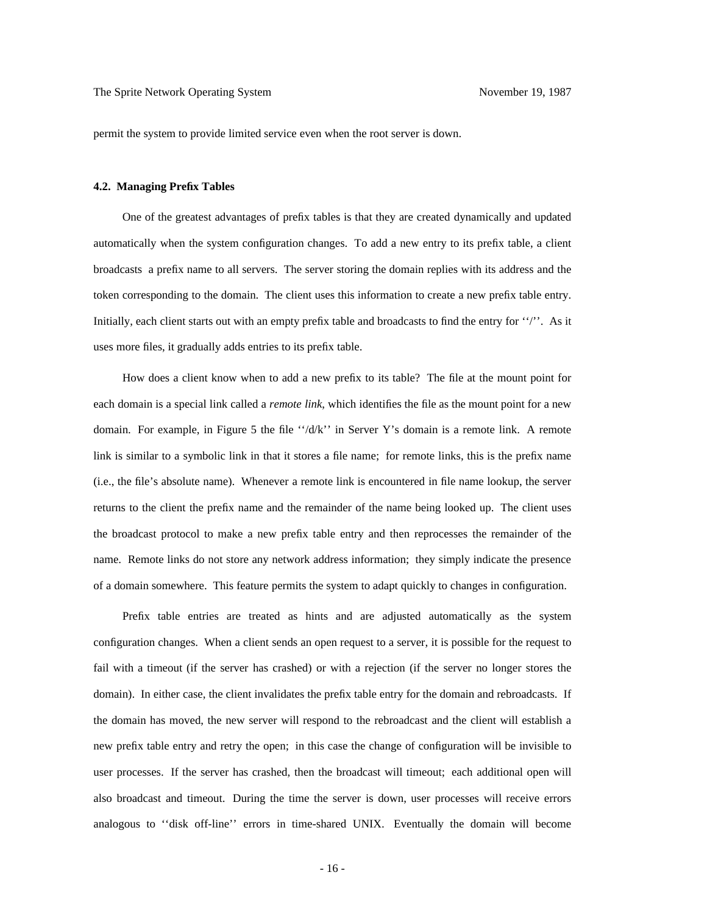permit the system to provide limited service even when the root server is down.

### 4.2. Managing Prefix Tables

One of the greatest advantages of prefix tables is that they are created dynamically and updated automatically when the system configuration changes. To add a new entry to its prefix table, a client broadcasts a prefix name to all servers. The server storing the domain replies with its address and the token corresponding to the domain. The client uses this information to create a new prefix table entry. Initially, each client starts out with an empty prefix table and broadcasts to find the entry for ''/''. As it uses more files, it gradually adds entries to its prefix table.

How does a client know when to add a new prefix to its table? The file at the mount point for each domain is a special link called a *remote link*, which identifies the file as the mount point for a new domain. For example, in Figure 5 the file ''/d/k'' in Server Y's domain is a remote link. A remote link is similar to a symbolic link in that it stores a file name; for remote links, this is the prefix name (i.e., the file's absolute name). Whenever a remote link is encountered in file name lookup, the server returns to the client the prefix name and the remainder of the name being looked up. The client uses the broadcast protocol to make a new prefix table entry and then reprocesses the remainder of the name. Remote links do not store any network address information; they simply indicate the presence of a domain somewhere. This feature permits the system to adapt quickly to changes in configuration.

Prefix table entries are treated as hints and are adjusted automatically as the system configuration changes. When a client sends an open request to a server, it is possible for the request to fail with a timeout (if the server has crashed) or with a rejection (if the server no longer stores the domain). In either case, the client invalidates the prefix table entry for the domain and rebroadcasts. If the domain has moved, the new server will respond to the rebroadcast and the client will establish a new prefix table entry and retry the open; in this case the change of configuration will be invisible to user processes. If the server has crashed, then the broadcast will timeout; each additional open will also broadcast and timeout. During the time the server is down, user processes will receive errors analogous to ''disk off-line'' errors in time-shared UNIX. Eventually the domain will become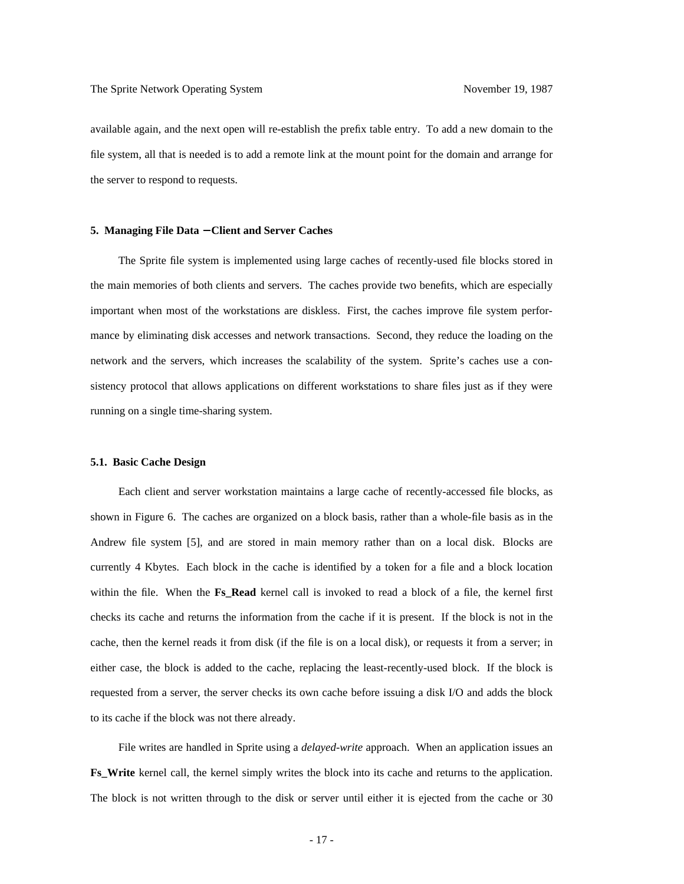available again, and the next open will re-establish the prefix table entry. To add a new domain to the file system, all that is needed is to add a remote link at the mount point for the domain and arrange for the server to respond to requests.

## 5. Managing File Data − Client and Server Caches

The Sprite file system is implemented using large caches of recently-used file blocks stored in the main memories of both clients and servers. The caches provide two benefits, which are especially important when most of the workstations are diskless. First, the caches improve file system performance by eliminating disk accesses and network transactions. Second, they reduce the loading on the network and the servers, which increases the scalability of the system. Sprite's caches use a consistency protocol that allows applications on different workstations to share files just as if they were running on a single time-sharing system.

### 5.1. Basic Cache Design

Each client and server workstation maintains a large cache of recently-accessed file blocks, as shown in Figure 6. The caches are organized on a block basis, rather than a whole-file basis as in the Andrew file system [5], and are stored in main memory rather than on a local disk. Blocks are currently 4 Kbytes. Each block in the cache is identified by a token for a file and a block location within the file. When the **Fs_Read** kernel call is invoked to read a block of a file, the kernel first checks its cache and returns the information from the cache if it is present. If the block is not in the cache, then the kernel reads it from disk (if the file is on a local disk), or requests it from a server; in either case, the block is added to the cache, replacing the least-recently-used block. If the block is requested from a server, the server checks its own cache before issuing a disk I/O and adds the block to its cache if the block was not there already.

File writes are handled in Sprite using a *delayed-write* approach. When an application issues an **Fs_Write** kernel call, the kernel simply writes the block into its cache and returns to the application. The block is not written through to the disk or server until either it is ejected from the cache or 30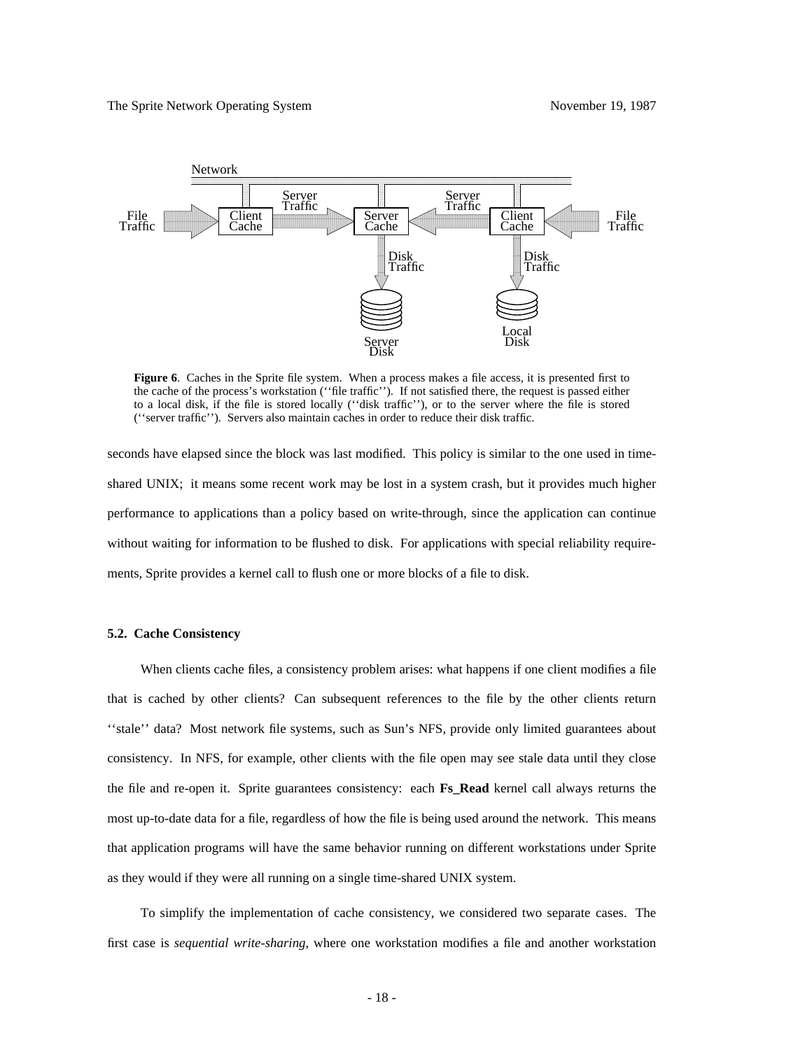**Figure 6**. Caches in the Sprite file system. When a process makes a file access, it is presented first to the cache of the process's workstation (''file traffic''). If not satisfied there, the request is passed either to a local disk, if the file is stored locally (''disk traffic''), or to the server where the file is stored (''server traffic''). Servers also maintain caches in order to reduce their disk traffic.

seconds have elapsed since the block was last modified. This policy is similar to the one used in time-shared UNIX; it means some recent work may be lost in a system crash, but it provides much higher performance to applications than a policy based on write-through, since the application can continue without waiting for information to be flushed to disk. For applications with special reliability requirements, Sprite provides a kernel call to flush one or more blocks of a file to disk.

### 5.2. Cache Consistency

When clients cache files, a consistency problem arises: what happens if one client modifies a file that is cached by other clients? Can subsequent references to the file by the other clients return ''stale'' data? Most network file systems, such as Sun's NFS, provide only limited guarantees about consistency. In NFS, for example, other clients with the file open may see stale data until they close the file and re-open it. Sprite guarantees consistency: each **Fs_Read** kernel call always returns the most up-to-date data for a file, regardless of how the file is being used around the network. This means that application programs will have the same behavior running on different workstations under Sprite as they would if they were all running on a single time-shared UNIX system.

To simplify the implementation of cache consistency, we considered two separate cases. The first case is *sequential write-sharing*, where one workstation modifies a file and another workstation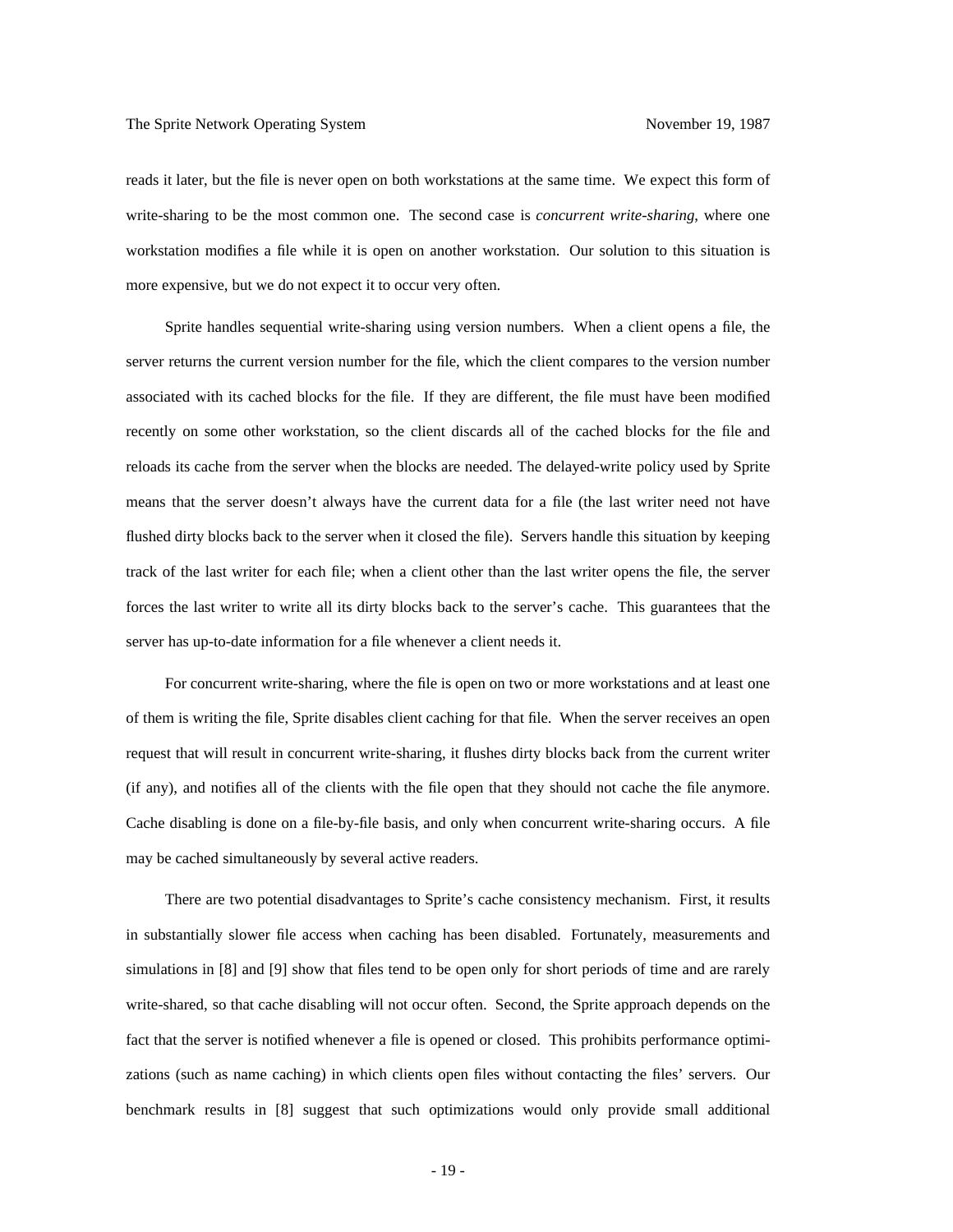reads it later, but the file is never open on both workstations at the same time. We expect this form of write-sharing to be the most common one. The second case is *concurrent write-sharing*, where one workstation modifies a file while it is open on another workstation. Our solution to this situation is more expensive, but we do not expect it to occur very often.

Sprite handles sequential write-sharing using version numbers. When a client opens a file, the server returns the current version number for the file, which the client compares to the version number associated with its cached blocks for the file. If they are different, the file must have been modified recently on some other workstation, so the client discards all of the cached blocks for the file and reloads its cache from the server when the blocks are needed. The delayed-write policy used by Sprite means that the server doesn't always have the current data for a file (the last writer need not have flushed dirty blocks back to the server when it closed the file). Servers handle this situation by keeping track of the last writer for each file; when a client other than the last writer opens the file, the server forces the last writer to write all its dirty blocks back to the server's cache. This guarantees that the server has up-to-date information for a file whenever a client needs it.

For concurrent write-sharing, where the file is open on two or more workstations and at least one of them is writing the file, Sprite disables client caching for that file. When the server receives an open request that will result in concurrent write-sharing, it flushes dirty blocks back from the current writer (if any), and notifies all of the clients with the file open that they should not cache the file anymore. Cache disabling is done on a file-by-file basis, and only when concurrent write-sharing occurs. A file may be cached simultaneously by several active readers.

There are two potential disadvantages to Sprite's cache consistency mechanism. First, it results in substantially slower file access when caching has been disabled. Fortunately, measurements and simulations in [8] and [9] show that files tend to be open only for short periods of time and are rarely write-shared, so that cache disabling will not occur often. Second, the Sprite approach depends on the fact that the server is notified whenever a file is opened or closed. This prohibits performance optimizations (such as name caching) in which clients open files without contacting the files' servers. Our benchmark results in [8] suggest that such optimizations would only provide small additional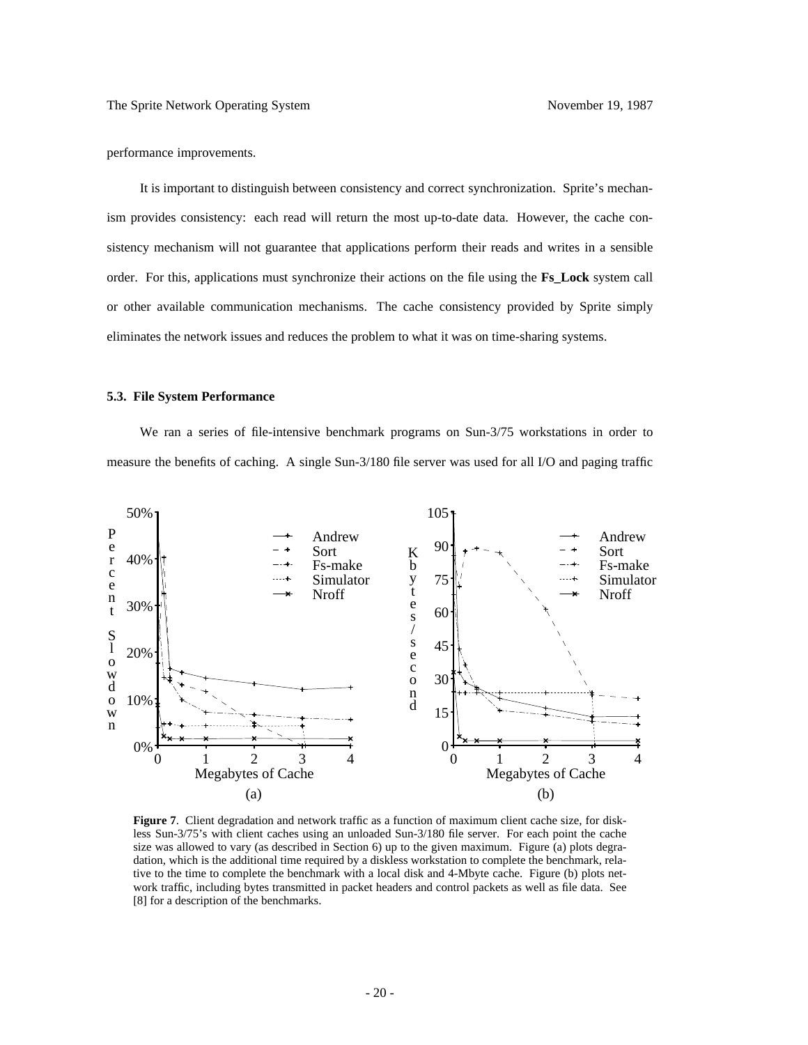performance improvements.

It is important to distinguish between consistency and correct synchronization. Sprite's mechanism provides consistency: each read will return the most up-to-date data. However, the cache consistency mechanism will not guarantee that applications perform their reads and writes in a sensible order. For this, applications must synchronize their actions on the file using the **Fs_Lock** system call or other available communication mechanisms. The cache consistency provided by Sprite simply eliminates the network issues and reduces the problem to what it was on time-sharing systems.

### 5.3. File System Performance

We ran a series of file-intensive benchmark programs on Sun-3/75 workstations in order to measure the benefits of caching. A single Sun-3/180 file server was used for all I/O and paging traffic

**Figure 7**. Client degradation and network traffic as a function of maximum client cache size, for diskless Sun-3/75's with client caches using an unloaded Sun-3/180 file server. For each point the cache size was allowed to vary (as described in Section 6) up to the given maximum. Figure (a) plots degradation, which is the additional time required by a diskless workstation to complete the benchmark, relative to the time to complete the benchmark with a local disk and 4-Mbyte cache. Figure (b) plots network traffic, including bytes transmitted in packet headers and control packets as well as file data. See [8] for a description of the benchmarks.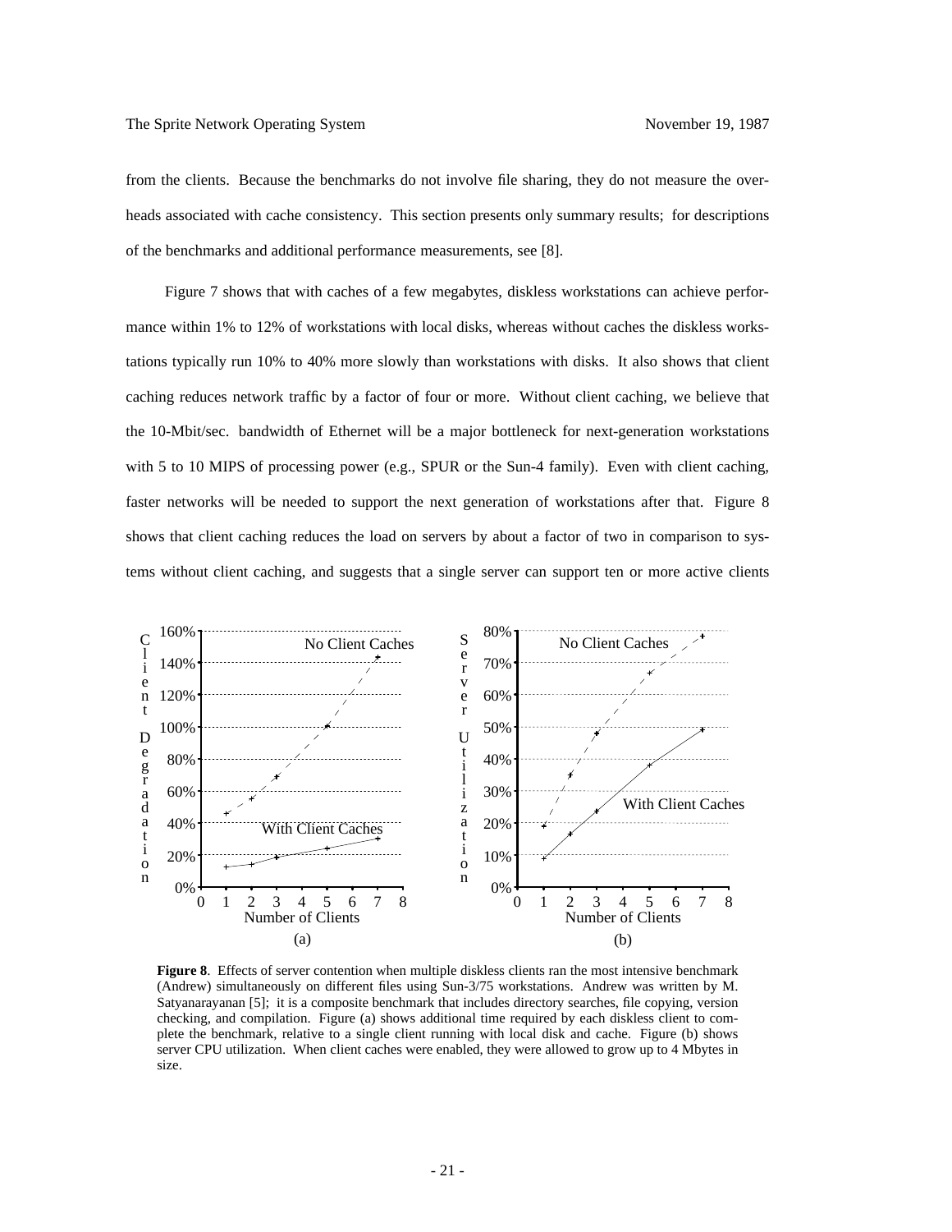from the clients. Because the benchmarks do not involve file sharing, they do not measure the overheads associated with cache consistency. This section presents only summary results; for descriptions of the benchmarks and additional performance measurements, see [8].

Figure 7 shows that with caches of a few megabytes, diskless workstations can achieve performance within 1% to 12% of workstations with local disks, whereas without caches the diskless workstations typically run 10% to 40% more slowly than workstations with disks. It also shows that client caching reduces network traffic by a factor of four or more. Without client caching, we believe that the 10-Mbit/sec. bandwidth of Ethernet will be a major bottleneck for next-generation workstations with 5 to 10 MIPS of processing power (e.g., SPUR or the Sun-4 family). Even with client caching, faster networks will be needed to support the next generation of workstations after that. Figure 8 shows that client caching reduces the load on servers by about a factor of two in comparison to systems without client caching, and suggests that a single server can support ten or more active clients

**Figure 8**. Effects of server contention when multiple diskless clients ran the most intensive benchmark (Andrew) simultaneously on different files using Sun-3/75 workstations. Andrew was written by M. Satyanarayanan [5]; it is a composite benchmark that includes directory searches, file copying, version checking, and compilation. Figure (a) shows additional time required by each diskless client to complete the benchmark, relative to a single client running with local disk and cache. Figure (b) shows server CPU utilization. When client caches were enabled, they were allowed to grow up to 4 Mbytes in size.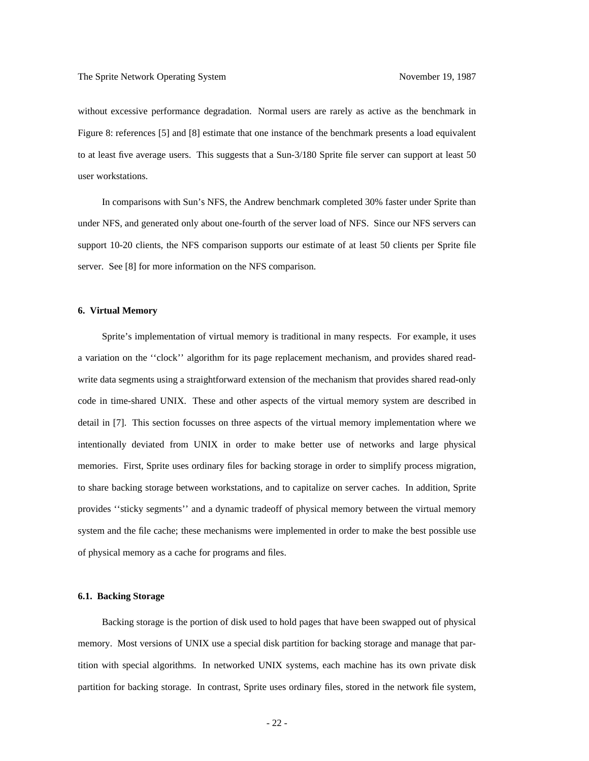without excessive performance degradation. Normal users are rarely as active as the benchmark in Figure 8: references [5] and [8] estimate that one instance of the benchmark presents a load equivalent to at least five average users. This suggests that a Sun-3/180 Sprite file server can support at least 50 user workstations.

In comparisons with Sun's NFS, the Andrew benchmark completed 30% faster under Sprite than under NFS, and generated only about one-fourth of the server load of NFS. Since our NFS servers can support 10-20 clients, the NFS comparison supports our estimate of at least 50 clients per Sprite file server. See [8] for more information on the NFS comparison.

## 6. Virtual Memory

Sprite's implementation of virtual memory is traditional in many respects. For example, it uses a variation on the ''clock'' algorithm for its page replacement mechanism, and provides shared read-write data segments using a straightforward extension of the mechanism that provides shared read-only code in time-shared UNIX. These and other aspects of the virtual memory system are described in detail in [7]. This section focusses on three aspects of the virtual memory implementation where we intentionally deviated from UNIX in order to make better use of networks and large physical memories. First, Sprite uses ordinary files for backing storage in order to simplify process migration, to share backing storage between workstations, and to capitalize on server caches. In addition, Sprite provides ''sticky segments'' and a dynamic tradeoff of physical memory between the virtual memory system and the file cache; these mechanisms were implemented in order to make the best possible use of physical memory as a cache for programs and files.

### 6.1. Backing Storage

Backing storage is the portion of disk used to hold pages that have been swapped out of physical memory. Most versions of UNIX use a special disk partition for backing storage and manage that partition with special algorithms. In networked UNIX systems, each machine has its own private disk partition for backing storage. In contrast, Sprite uses ordinary files, stored in the network file system,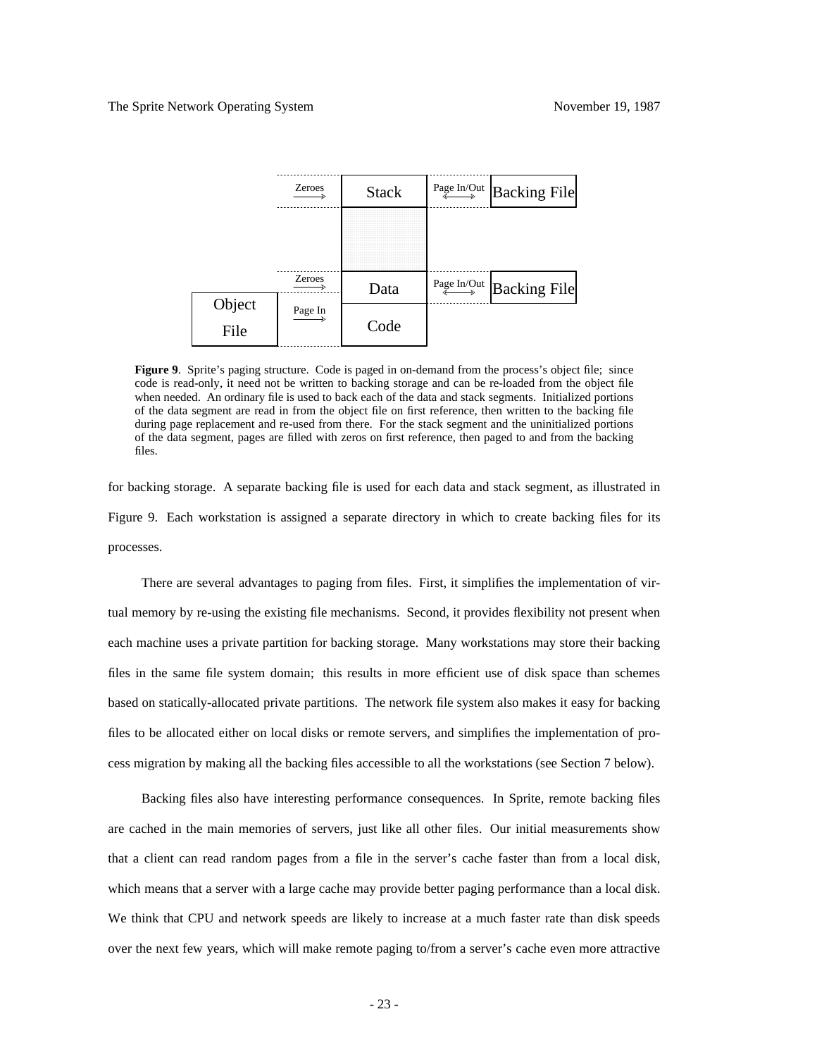**Figure 9**. Sprite's paging structure. Code is paged in on-demand from the process's object file; since code is read-only, it need not be written to backing storage and can be re-loaded from the object file when needed. An ordinary file is used to back each of the data and stack segments. Initialized portions of the data segment are read in from the object file on first reference, then written to the backing file during page replacement and re-used from there. For the stack segment and the uninitialized portions of the data segment, pages are filled with zeros on first reference, then paged to and from the backing files.

for backing storage. A separate backing file is used for each data and stack segment, as illustrated in Figure 9. Each workstation is assigned a separate directory in which to create backing files for its processes.

There are several advantages to paging from files. First, it simplifies the implementation of virtual memory by re-using the existing file mechanisms. Second, it provides flexibility not present when each machine uses a private partition for backing storage. Many workstations may store their backing files in the same file system domain; this results in more efficient use of disk space than schemes based on statically-allocated private partitions. The network file system also makes it easy for backing files to be allocated either on local disks or remote servers, and simplifies the implementation of process migration by making all the backing files accessible to all the workstations (see Section 7 below).

Backing files also have interesting performance consequences. In Sprite, remote backing files are cached in the main memories of servers, just like all other files. Our initial measurements show that a client can read random pages from a file in the server's cache faster than from a local disk, which means that a server with a large cache may provide better paging performance than a local disk. We think that CPU and network speeds are likely to increase at a much faster rate than disk speeds over the next few years, which will make remote paging to/from a server's cache even more attractive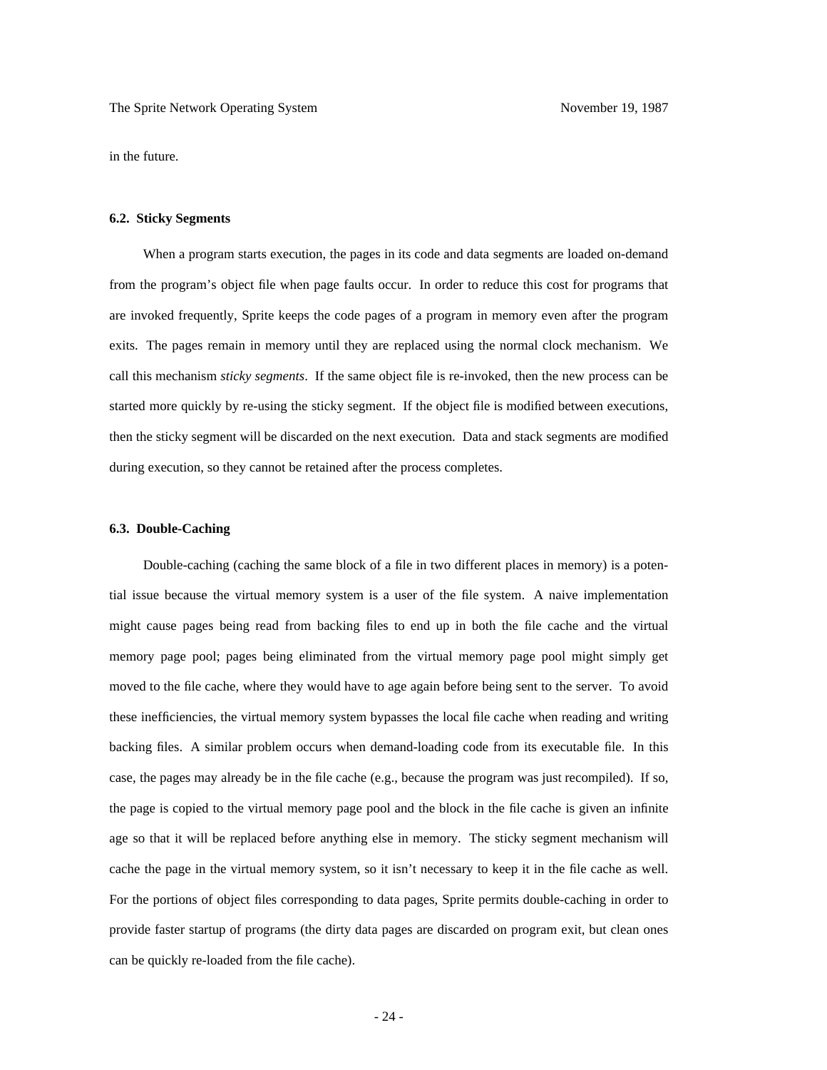in the future.

### 6.2. Sticky Segments

When a program starts execution, the pages in its code and data segments are loaded on-demand from the program's object file when page faults occur. In order to reduce this cost for programs that are invoked frequently, Sprite keeps the code pages of a program in memory even after the program exits. The pages remain in memory until they are replaced using the normal clock mechanism. We call this mechanism *sticky segments*. If the same object file is re-invoked, then the new process can be started more quickly by re-using the sticky segment. If the object file is modified between executions, then the sticky segment will be discarded on the next execution. Data and stack segments are modified during execution, so they cannot be retained after the process completes.

### 6.3. Double-Caching

Double-caching (caching the same block of a file in two different places in memory) is a potential issue because the virtual memory system is a user of the file system. A naive implementation might cause pages being read from backing files to end up in both the file cache and the virtual memory page pool; pages being eliminated from the virtual memory page pool might simply get moved to the file cache, where they would have to age again before being sent to the server. To avoid these inefficiencies, the virtual memory system bypasses the local file cache when reading and writing backing files. A similar problem occurs when demand-loading code from its executable file. In this case, the pages may already be in the file cache (e.g., because the program was just recompiled). If so, the page is copied to the virtual memory page pool and the block in the file cache is given an infinite age so that it will be replaced before anything else in memory. The sticky segment mechanism will cache the page in the virtual memory system, so it isn't necessary to keep it in the file cache as well. For the portions of object files corresponding to data pages, Sprite permits double-caching in order to provide faster startup of programs (the dirty data pages are discarded on program exit, but clean ones can be quickly re-loaded from the file cache).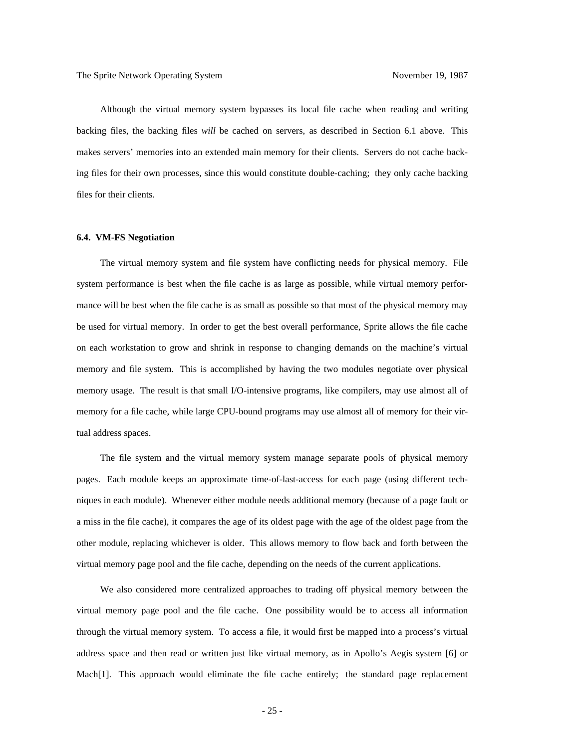Although the virtual memory system bypasses its local file cache when reading and writing backing files, the backing files *will* be cached on servers, as described in Section 6.1 above. This makes servers' memories into an extended main memory for their clients. Servers do not cache backing files for their own processes, since this would constitute double-caching; they only cache backing files for their clients.

### 6.4. VM-FS Negotiation

The virtual memory system and file system have conflicting needs for physical memory. File system performance is best when the file cache is as large as possible, while virtual memory performance will be best when the file cache is as small as possible so that most of the physical memory may be used for virtual memory. In order to get the best overall performance, Sprite allows the file cache on each workstation to grow and shrink in response to changing demands on the machine's virtual memory and file system. This is accomplished by having the two modules negotiate over physical memory usage. The result is that small I/O-intensive programs, like compilers, may use almost all of memory for a file cache, while large CPU-bound programs may use almost all of memory for their virtual address spaces.

The file system and the virtual memory system manage separate pools of physical memory pages. Each module keeps an approximate time-of-last-access for each page (using different techniques in each module). Whenever either module needs additional memory (because of a page fault or a miss in the file cache), it compares the age of its oldest page with the age of the oldest page from the other module, replacing whichever is older. This allows memory to flow back and forth between the virtual memory page pool and the file cache, depending on the needs of the current applications.

We also considered more centralized approaches to trading off physical memory between the virtual memory page pool and the file cache. One possibility would be to access all information through the virtual memory system. To access a file, it would first be mapped into a process's virtual address space and then read or written just like virtual memory, as in Apollo's Aegis system [6] or Mach[1]. This approach would eliminate the file cache entirely; the standard page replacement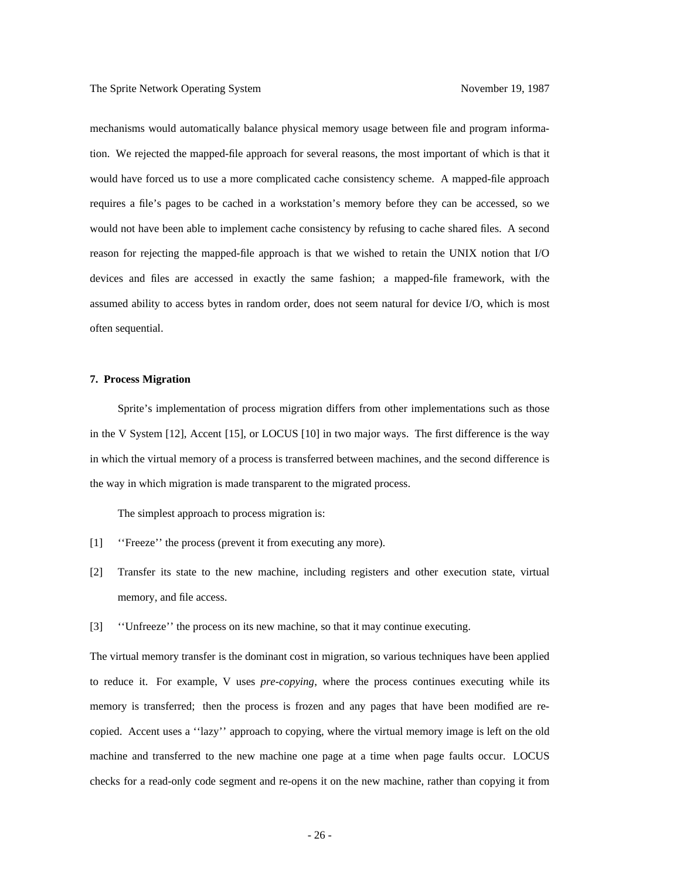mechanisms would automatically balance physical memory usage between file and program information. We rejected the mapped-file approach for several reasons, the most important of which is that it would have forced us to use a more complicated cache consistency scheme. A mapped-file approach requires a file's pages to be cached in a workstation's memory before they can be accessed, so we would not have been able to implement cache consistency by refusing to cache shared files. A second reason for rejecting the mapped-file approach is that we wished to retain the UNIX notion that I/O devices and files are accessed in exactly the same fashion; a mapped-file framework, with the assumed ability to access bytes in random order, does not seem natural for device I/O, which is most often sequential.

## 7. Process Migration

Sprite's implementation of process migration differs from other implementations such as those in the V System [12], Accent [15], or LOCUS [10] in two major ways. The first difference is the way in which the virtual memory of a process is transferred between machines, and the second difference is the way in which migration is made transparent to the migrated process.

The simplest approach to process migration is:

[1] ''Freeze'' the process (prevent it from executing any more).

[2] Transfer its state to the new machine, including registers and other execution state, virtual memory, and file access.

[3] ''Unfreeze'' the process on its new machine, so that it may continue executing.

The virtual memory transfer is the dominant cost in migration, so various techniques have been applied to reduce it. For example, V uses *pre-copying*, where the process continues executing while its memory is transferred; then the process is frozen and any pages that have been modified are recopied. Accent uses a ''lazy'' approach to copying, where the virtual memory image is left on the old machine and transferred to the new machine one page at a time when page faults occur. LOCUS checks for a read-only code segment and re-opens it on the new machine, rather than copying it from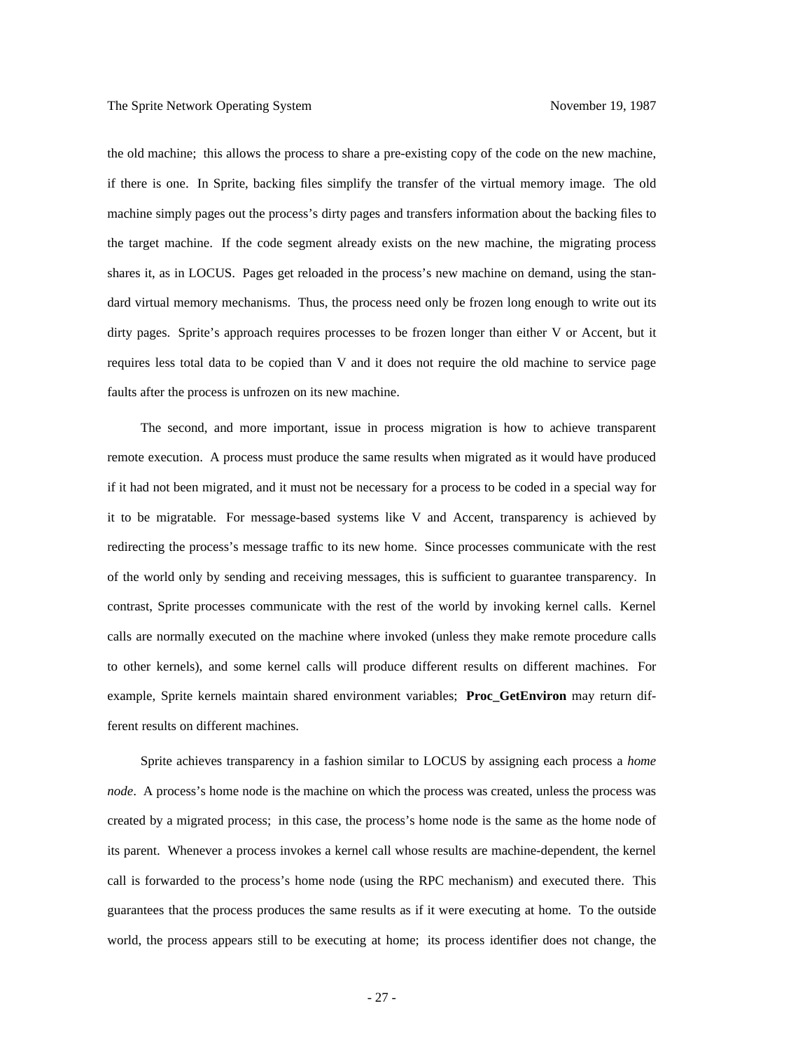the old machine; this allows the process to share a pre-existing copy of the code on the new machine, if there is one. In Sprite, backing files simplify the transfer of the virtual memory image. The old machine simply pages out the process's dirty pages and transfers information about the backing files to the target machine. If the code segment already exists on the new machine, the migrating process shares it, as in LOCUS. Pages get reloaded in the process's new machine on demand, using the standard virtual memory mechanisms. Thus, the process need only be frozen long enough to write out its dirty pages. Sprite's approach requires processes to be frozen longer than either V or Accent, but it requires less total data to be copied than V and it does not require the old machine to service page faults after the process is unfrozen on its new machine.

The second, and more important, issue in process migration is how to achieve transparent remote execution. A process must produce the same results when migrated as it would have produced if it had not been migrated, and it must not be necessary for a process to be coded in a special way for it to be migratable. For message-based systems like V and Accent, transparency is achieved by redirecting the process's message traffic to its new home. Since processes communicate with the rest of the world only by sending and receiving messages, this is sufficient to guarantee transparency. In contrast, Sprite processes communicate with the rest of the world by invoking kernel calls. Kernel calls are normally executed on the machine where invoked (unless they make remote procedure calls to other kernels), and some kernel calls will produce different results on different machines. For example, Sprite kernels maintain shared environment variables; **Proc_GetEnviron** may return different results on different machines.

Sprite achieves transparency in a fashion similar to LOCUS by assigning each process a *home node*. A process's home node is the machine on which the process was created, unless the process was created by a migrated process; in this case, the process's home node is the same as the home node of its parent. Whenever a process invokes a kernel call whose results are machine-dependent, the kernel call is forwarded to the process's home node (using the RPC mechanism) and executed there. This guarantees that the process produces the same results as if it were executing at home. To the outside world, the process appears still to be executing at home; its process identifier does not change, the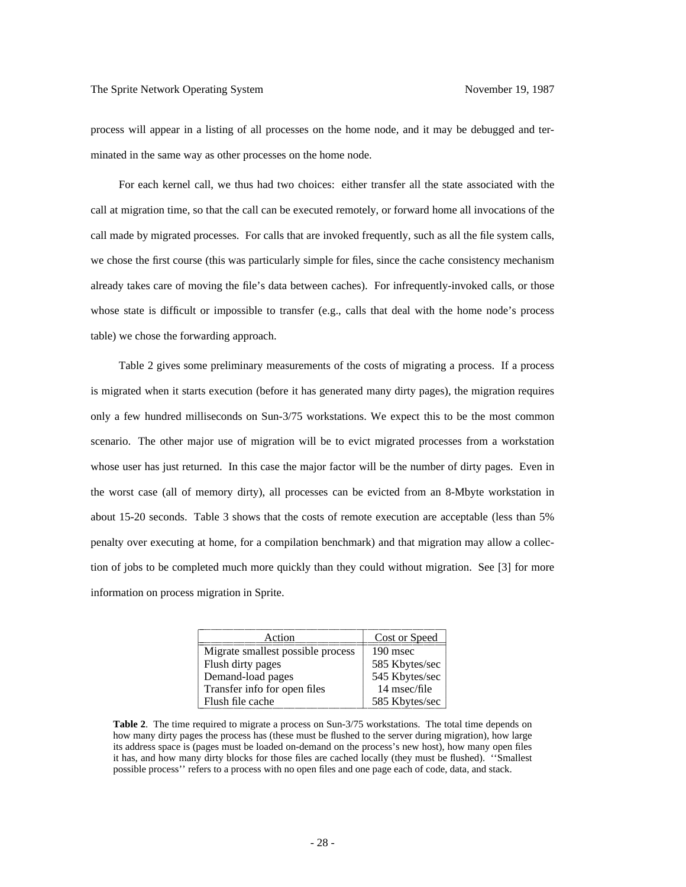process will appear in a listing of all processes on the home node, and it may be debugged and terminated in the same way as other processes on the home node.

For each kernel call, we thus had two choices: either transfer all the state associated with the call at migration time, so that the call can be executed remotely, or forward home all invocations of the call made by migrated processes. For calls that are invoked frequently, such as all the file system calls, we chose the first course (this was particularly simple for files, since the cache consistency mechanism already takes care of moving the file's data between caches). For infrequently-invoked calls, or those whose state is difficult or impossible to transfer (e.g., calls that deal with the home node's process table) we chose the forwarding approach.

Table 2 gives some preliminary measurements of the costs of migrating a process. If a process is migrated when it starts execution (before it has generated many dirty pages), the migration requires only a few hundred milliseconds on Sun-3/75 workstations. We expect this to be the most common scenario. The other major use of migration will be to evict migrated processes from a workstation whose user has just returned. In this case the major factor will be the number of dirty pages. Even in the worst case (all of memory dirty), all processes can be evicted from an 8-Mbyte workstation in about 15-20 seconds. Table 3 shows that the costs of remote execution are acceptable (less than 5% penalty over executing at home, for a compilation benchmark) and that migration may allow a collection of jobs to be completed much more quickly than they could without migration. See [3] for more information on process migration in Sprite.

| Action | Cost or Speed |
|---|---|
| Migrate smallest possible process | 190 msec |
| Flush dirty pages | 585 Kbytes/sec |
| Demand-load pages | 545 Kbytes/sec |
| Transfer info for open files | 14 msec/file |
| Flush file cache | 585 Kbytes/sec |

**Table 2**. The time required to migrate a process on Sun-3/75 workstations. The total time depends on how many dirty pages the process has (these must be flushed to the server during migration), how large its address space is (pages must be loaded on-demand on the process's new host), how many open files it has, and how many dirty blocks for those files are cached locally (they must be flushed). ''Smallest possible process'' refers to a process with no open files and one page each of code, data, and stack.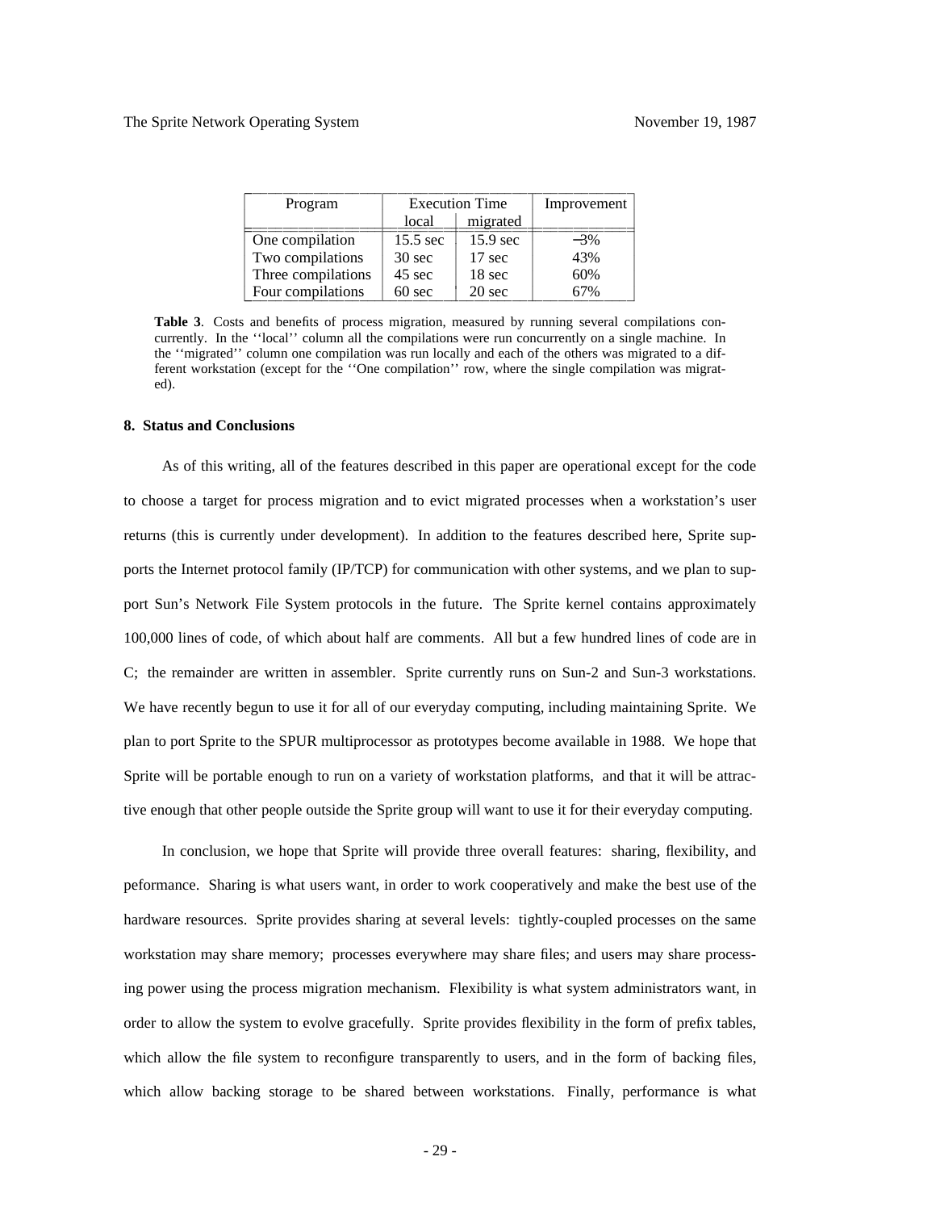| Program | Execution Time | | Improvement |
|---|---|---|---|
| | local | migrated | |
| One compilation | 15.5 sec | 15.9 sec | −3% |
| Two compilations | 30 sec | 17 sec | 43% |
| Three compilations | 45 sec | 18 sec | 60% |
| Four compilations | 60 sec | 20 sec | 67% |

**Table 3**. Costs and benefits of process migration, measured by running several compilations concurrently. In the ''local'' column all the compilations were run concurrently on a single machine. In the ''migrated'' column one compilation was run locally and each of the others was migrated to a different workstation (except for the ''One compilation'' row, where the single compilation was migrated).

## 8. Status and Conclusions

As of this writing, all of the features described in this paper are operational except for the code to choose a target for process migration and to evict migrated processes when a workstation's user returns (this is currently under development). In addition to the features described here, Sprite supports the Internet protocol family (IP/TCP) for communication with other systems, and we plan to support Sun's Network File System protocols in the future. The Sprite kernel contains approximately 100,000 lines of code, of which about half are comments. All but a few hundred lines of code are in C; the remainder are written in assembler. Sprite currently runs on Sun-2 and Sun-3 workstations. We have recently begun to use it for all of our everyday computing, including maintaining Sprite. We plan to port Sprite to the SPUR multiprocessor as prototypes become available in 1988. We hope that Sprite will be portable enough to run on a variety of workstation platforms, and that it will be attractive enough that other people outside the Sprite group will want to use it for their everyday computing.

In conclusion, we hope that Sprite will provide three overall features: sharing, flexibility, and peformance. Sharing is what users want, in order to work cooperatively and make the best use of the hardware resources. Sprite provides sharing at several levels: tightly-coupled processes on the same workstation may share memory; processes everywhere may share files; and users may share processing power using the process migration mechanism. Flexibility is what system administrators want, in order to allow the system to evolve gracefully. Sprite provides flexibility in the form of prefix tables, which allow the file system to reconfigure transparently to users, and in the form of backing files, which allow backing storage to be shared between workstations. Finally, performance is what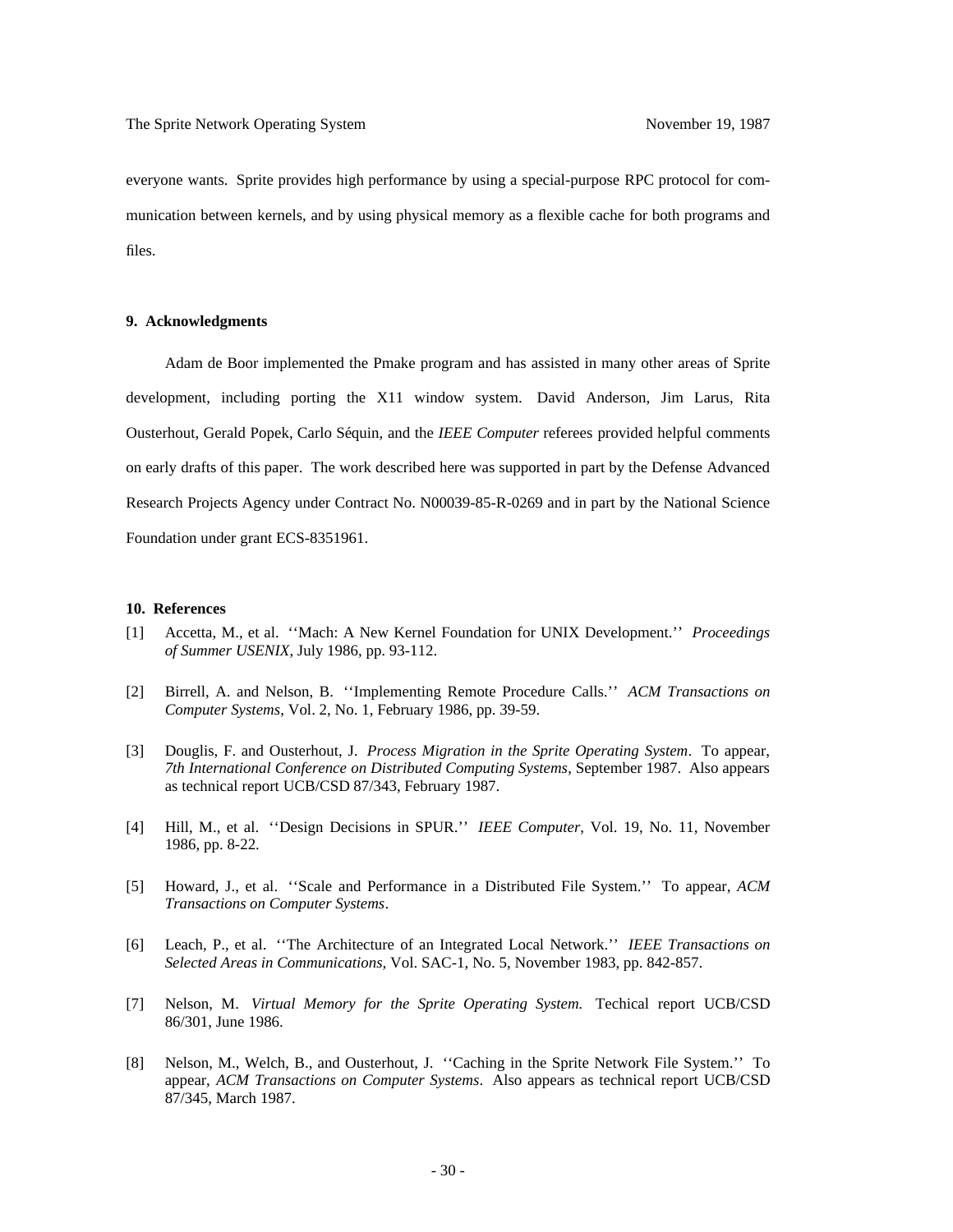everyone wants. Sprite provides high performance by using a special-purpose RPC protocol for communication between kernels, and by using physical memory as a flexible cache for both programs and files.

## 9. Acknowledgments

Adam de Boor implemented the Pmake program and has assisted in many other areas of Sprite development, including porting the X11 window system. David Anderson, Jim Larus, Rita Ousterhout, Gerald Popek, Carlo Séquin, and the *IEEE Computer* referees provided helpful comments on early drafts of this paper. The work described here was supported in part by the Defense Advanced Research Projects Agency under Contract No. N00039-85-R-0269 and in part by the National Science Foundation under grant ECS-8351961.

## 10. References

[1] Accetta, M., et al. ''Mach: A New Kernel Foundation for UNIX Development.'' *Proceedings of Summer USENIX*, July 1986, pp. 93-112.

[2] Birrell, A. and Nelson, B. ''Implementing Remote Procedure Calls.'' *ACM Transactions on Computer Systems*, Vol. 2, No. 1, February 1986, pp. 39-59.

[3] Douglis, F. and Ousterhout, J. *Process Migration in the Sprite Operating System*. To appear, *7th International Conference on Distributed Computing Systems*, September 1987. Also appears as technical report UCB/CSD 87/343, February 1987.

[4] Hill, M., et al. ''Design Decisions in SPUR.'' *IEEE Computer*, Vol. 19, No. 11, November 1986, pp. 8-22.

[5] Howard, J., et al. ''Scale and Performance in a Distributed File System.'' To appear, *ACM Transactions on Computer Systems*.

[6] Leach, P., et al. ''The Architecture of an Integrated Local Network.'' *IEEE Transactions on Selected Areas in Communications,* Vol. SAC-1, No. 5, November 1983, pp. 842-857.

[7] Nelson, M. *Virtual Memory for the Sprite Operating System.* Techical report UCB/CSD 86/301, June 1986.

[8] Nelson, M., Welch, B., and Ousterhout, J. ''Caching in the Sprite Network File System.'' To appear, *ACM Transactions on Computer Systems*. Also appears as technical report UCB/CSD 87/345, March 1987.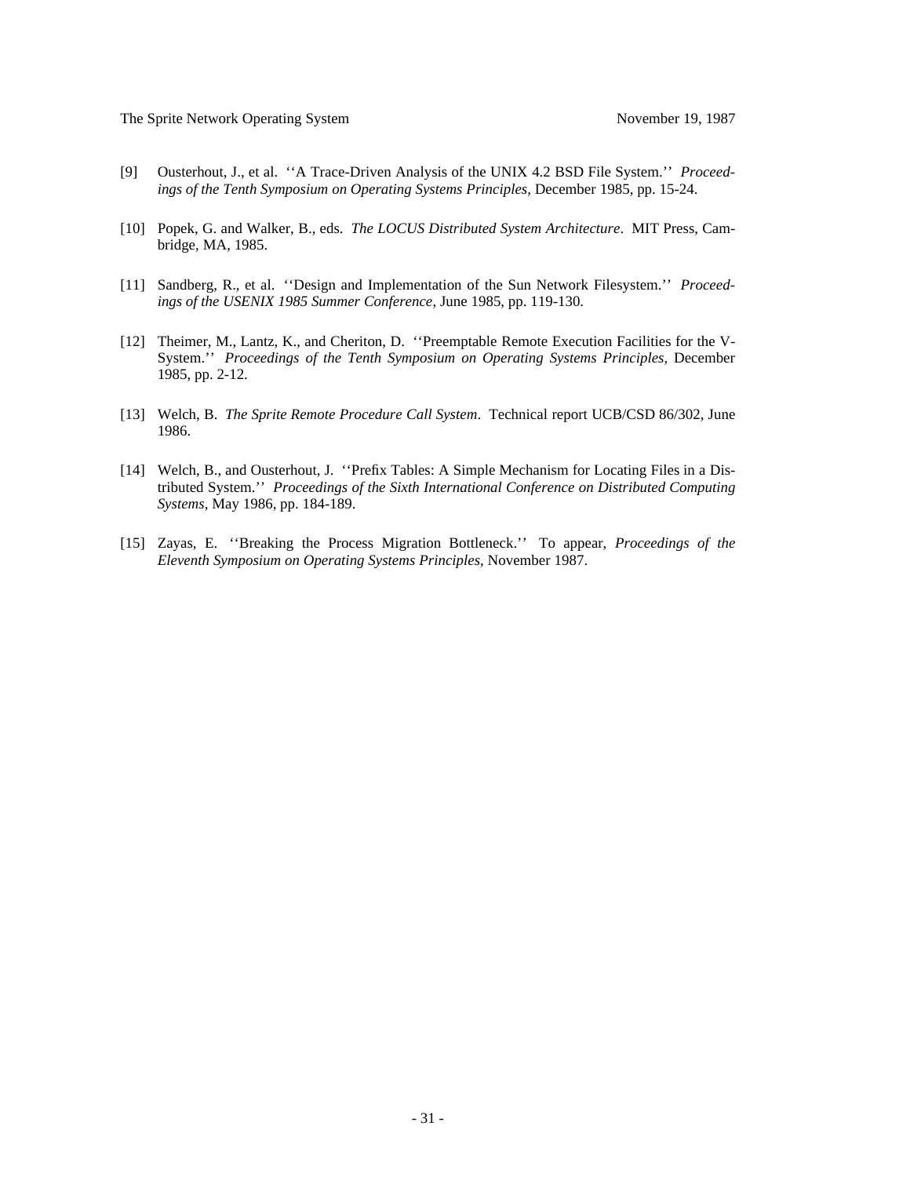[9] Ousterhout, J., et al. ''A Trace-Driven Analysis of the UNIX 4.2 BSD File System.'' *Proceedings of the Tenth Symposium on Operating Systems Principles*, December 1985, pp. 15-24.

[10] Popek, G. and Walker, B., eds. *The LOCUS Distributed System Architecture*. MIT Press, Cambridge, MA, 1985.

[11] Sandberg, R., et al. ''Design and Implementation of the Sun Network Filesystem.'' *Proceedings of the USENIX 1985 Summer Conference*, June 1985, pp. 119-130.

[12] Theimer, M., Lantz, K., and Cheriton, D. ''Preemptable Remote Execution Facilities for the V-System.'' *Proceedings of the Tenth Symposium on Operating Systems Principles*, December 1985, pp. 2-12.

[13] Welch, B. *The Sprite Remote Procedure Call System*. Technical report UCB/CSD 86/302, June 1986.

[14] Welch, B., and Ousterhout, J. ''Prefix Tables: A Simple Mechanism for Locating Files in a Distributed System.'' *Proceedings of the Sixth International Conference on Distributed Computing Systems*, May 1986, pp. 184-189.

[15] Zayas, E. ''Breaking the Process Migration Bottleneck.'' To appear, *Proceedings of the Eleventh Symposium on Operating Systems Principles*, November 1987.